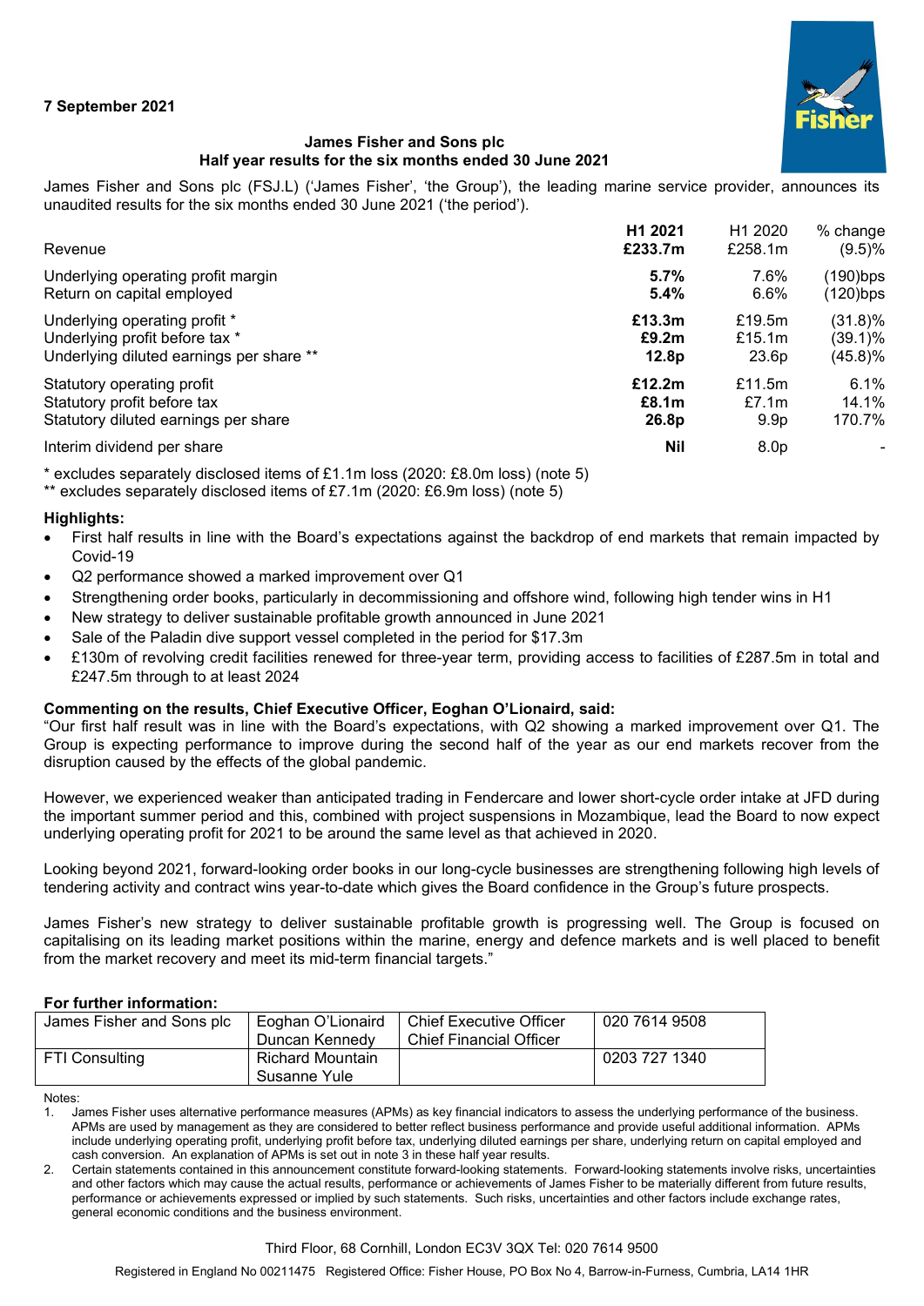**7 September 2021**

**James Fisher and Sons plc**
**Half year results for the six months ended 30 June 2021**

James Fisher and Sons plc (FSJ.L) ('James Fisher', 'the Group'), the leading marine service provider, announces its unaudited results for the six months ended 30 June 2021 ('the period').

| | **H1 2021** | H1 2020 | % change |
|---|---|---|---|
| Revenue | **£233.7m** | £258.1m | (9.5)% |
| Underlying operating profit margin | **5.7%** | 7.6% | (190)bps |
| Return on capital employed | **5.4%** | 6.6% | (120)bps |
| Underlying operating profit * | **£13.3m** | £19.5m | (31.8)% |
| Underlying profit before tax * | **£9.2m** | £15.1m | (39.1)% |
| Underlying diluted earnings per share ** | **12.8p** | 23.6p | (45.8)% |
| Statutory operating profit | **£12.2m** | £11.5m | 6.1% |
| Statutory profit before tax | **£8.1m** | £7.1m | 14.1% |
| Statutory diluted earnings per share | **26.8p** | 9.9p | 170.7% |
| Interim dividend per share | **Nil** | 8.0p | - |

\* excludes separately disclosed items of £1.1m loss (2020: £8.0m loss) (note 5)
\** excludes separately disclosed items of £7.1m (2020: £6.9m loss) (note 5)

**Highlights:**

- First half results in line with the Board's expectations against the backdrop of end markets that remain impacted by Covid-19
- Q2 performance showed a marked improvement over Q1
- Strengthening order books, particularly in decommissioning and offshore wind, following high tender wins in H1
- New strategy to deliver sustainable profitable growth announced in June 2021
- Sale of the Paladin dive support vessel completed in the period for $17.3m
- £130m of revolving credit facilities renewed for three-year term, providing access to facilities of £287.5m in total and £247.5m through to at least 2024

**Commenting on the results, Chief Executive Officer, Eoghan O'Lionaird, said:**

"Our first half result was in line with the Board's expectations, with Q2 showing a marked improvement over Q1. The Group is expecting performance to improve during the second half of the year as our end markets recover from the disruption caused by the effects of the global pandemic.

However, we experienced weaker than anticipated trading in Fendercare and lower short-cycle order intake at JFD during the important summer period and this, combined with project suspensions in Mozambique, lead the Board to now expect underlying operating profit for 2021 to be around the same level as that achieved in 2020.

Looking beyond 2021, forward-looking order books in our long-cycle businesses are strengthening following high levels of tendering activity and contract wins year-to-date which gives the Board confidence in the Group's future prospects.

James Fisher's new strategy to deliver sustainable profitable growth is progressing well. The Group is focused on capitalising on its leading market positions within the marine, energy and defence markets and is well placed to benefit from the market recovery and meet its mid-term financial targets."

**For further information:**

| | | | |
|---|---|---|---|
| James Fisher and Sons plc | Eoghan O'Lionaird<br>Duncan Kennedy | Chief Executive Officer<br>Chief Financial Officer | 020 7614 9508 |
| FTI Consulting | Richard Mountain<br>Susanne Yule | | 0203 727 1340 |

Notes:

1. James Fisher uses alternative performance measures (APMs) as key financial indicators to assess the underlying performance of the business. APMs are used by management as they are considered to better reflect business performance and provide useful additional information. APMs include underlying operating profit, underlying profit before tax, underlying diluted earnings per share, underlying return on capital employed and cash conversion. An explanation of APMs is set out in note 3 in these half year results.
2. Certain statements contained in this announcement constitute forward-looking statements. Forward-looking statements involve risks, uncertainties and other factors which may cause the actual results, performance or achievements of James Fisher to be materially different from future results, performance or achievements expressed or implied by such statements. Such risks, uncertainties and other factors include exchange rates, general economic conditions and the business environment.

Third Floor, 68 Cornhill, London EC3V 3QX Tel: 020 7614 9500

Registered in England No 00211475 Registered Office: Fisher House, PO Box No 4, Barrow-in-Furness, Cumbria, LA14 1HR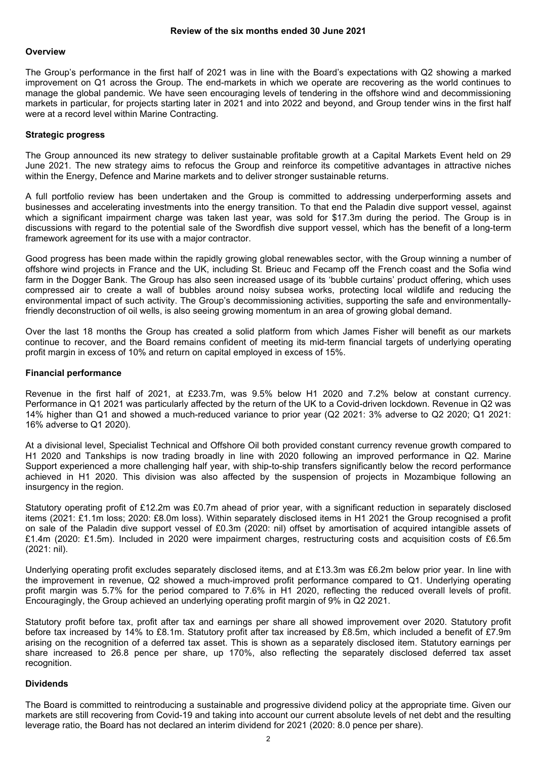# Review of the six months ended 30 June 2021

## Overview

The Group's performance in the first half of 2021 was in line with the Board's expectations with Q2 showing a marked improvement on Q1 across the Group. The end-markets in which we operate are recovering as the world continues to manage the global pandemic. We have seen encouraging levels of tendering in the offshore wind and decommissioning markets in particular, for projects starting later in 2021 and into 2022 and beyond, and Group tender wins in the first half were at a record level within Marine Contracting.

## Strategic progress

The Group announced its new strategy to deliver sustainable profitable growth at a Capital Markets Event held on 29 June 2021. The new strategy aims to refocus the Group and reinforce its competitive advantages in attractive niches within the Energy, Defence and Marine markets and to deliver stronger sustainable returns.

A full portfolio review has been undertaken and the Group is committed to addressing underperforming assets and businesses and accelerating investments into the energy transition. To that end the Paladin dive support vessel, against which a significant impairment charge was taken last year, was sold for $17.3m during the period. The Group is in discussions with regard to the potential sale of the Swordfish dive support vessel, which has the benefit of a long-term framework agreement for its use with a major contractor.

Good progress has been made within the rapidly growing global renewables sector, with the Group winning a number of offshore wind projects in France and the UK, including St. Brieuc and Fecamp off the French coast and the Sofia wind farm in the Dogger Bank. The Group has also seen increased usage of its 'bubble curtains' product offering, which uses compressed air to create a wall of bubbles around noisy subsea works, protecting local wildlife and reducing the environmental impact of such activity. The Group's decommissioning activities, supporting the safe and environmentally-friendly deconstruction of oil wells, is also seeing growing momentum in an area of growing global demand.

Over the last 18 months the Group has created a solid platform from which James Fisher will benefit as our markets continue to recover, and the Board remains confident of meeting its mid-term financial targets of underlying operating profit margin in excess of 10% and return on capital employed in excess of 15%.

## Financial performance

Revenue in the first half of 2021, at £233.7m, was 9.5% below H1 2020 and 7.2% below at constant currency. Performance in Q1 2021 was particularly affected by the return of the UK to a Covid-driven lockdown. Revenue in Q2 was 14% higher than Q1 and showed a much-reduced variance to prior year (Q2 2021: 3% adverse to Q2 2020; Q1 2021: 16% adverse to Q1 2020).

At a divisional level, Specialist Technical and Offshore Oil both provided constant currency revenue growth compared to H1 2020 and Tankships is now trading broadly in line with 2020 following an improved performance in Q2. Marine Support experienced a more challenging half year, with ship-to-ship transfers significantly below the record performance achieved in H1 2020. This division was also affected by the suspension of projects in Mozambique following an insurgency in the region.

Statutory operating profit of £12.2m was £0.7m ahead of prior year, with a significant reduction in separately disclosed items (2021: £1.1m loss; 2020: £8.0m loss). Within separately disclosed items in H1 2021 the Group recognised a profit on sale of the Paladin dive support vessel of £0.3m (2020: nil) offset by amortisation of acquired intangible assets of £1.4m (2020: £1.5m). Included in 2020 were impairment charges, restructuring costs and acquisition costs of £6.5m (2021: nil).

Underlying operating profit excludes separately disclosed items, and at £13.3m was £6.2m below prior year. In line with the improvement in revenue, Q2 showed a much-improved profit performance compared to Q1. Underlying operating profit margin was 5.7% for the period compared to 7.6% in H1 2020, reflecting the reduced overall levels of profit. Encouragingly, the Group achieved an underlying operating profit margin of 9% in Q2 2021.

Statutory profit before tax, profit after tax and earnings per share all showed improvement over 2020. Statutory profit before tax increased by 14% to £8.1m. Statutory profit after tax increased by £8.5m, which included a benefit of £7.9m arising on the recognition of a deferred tax asset. This is shown as a separately disclosed item. Statutory earnings per share increased to 26.8 pence per share, up 170%, also reflecting the separately disclosed deferred tax asset recognition.

## Dividends

The Board is committed to reintroducing a sustainable and progressive dividend policy at the appropriate time. Given our markets are still recovering from Covid-19 and taking into account our current absolute levels of net debt and the resulting leverage ratio, the Board has not declared an interim dividend for 2021 (2020: 8.0 pence per share).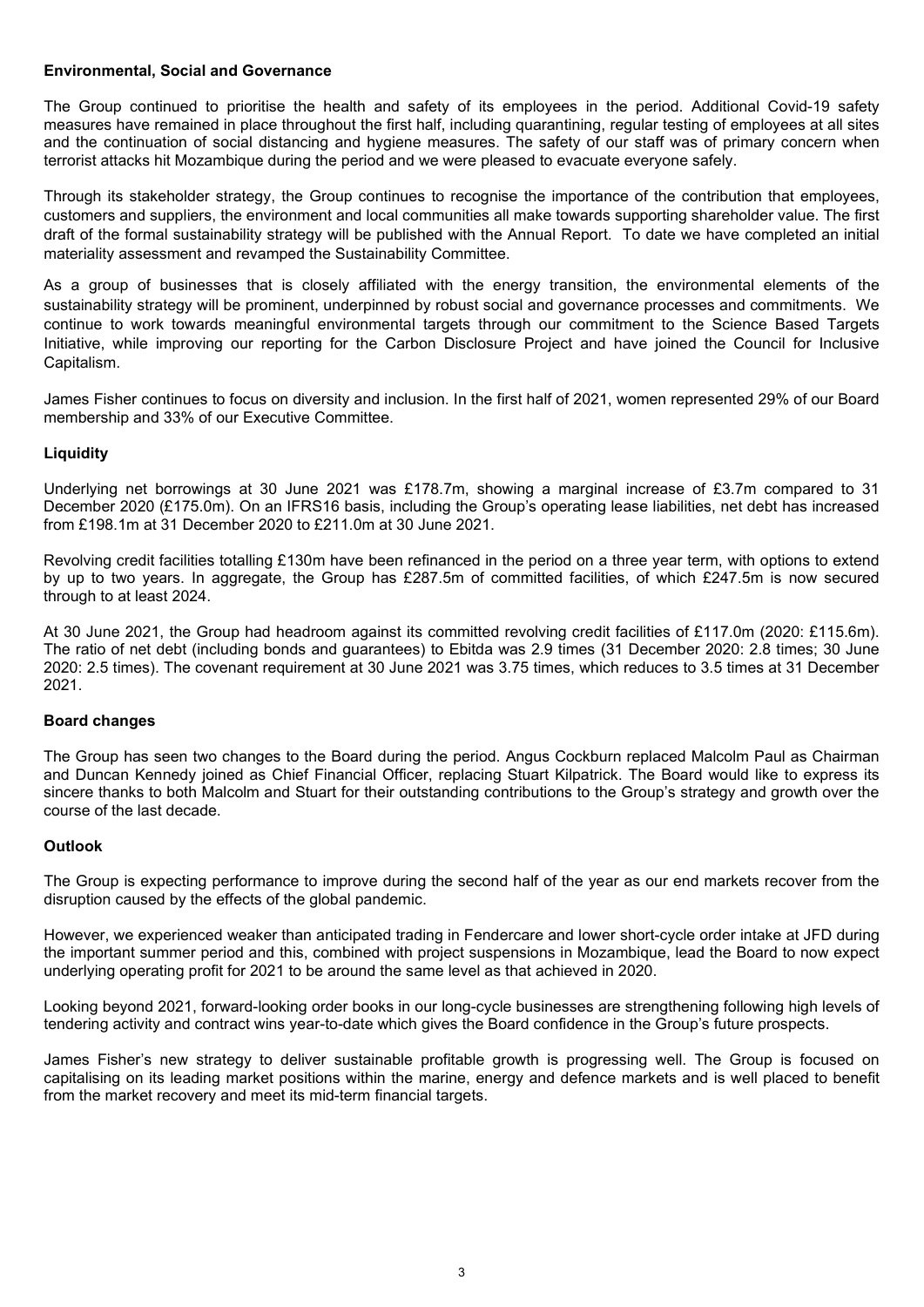**Environmental, Social and Governance**

The Group continued to prioritise the health and safety of its employees in the period. Additional Covid-19 safety measures have remained in place throughout the first half, including quarantining, regular testing of employees at all sites and the continuation of social distancing and hygiene measures. The safety of our staff was of primary concern when terrorist attacks hit Mozambique during the period and we were pleased to evacuate everyone safely.

Through its stakeholder strategy, the Group continues to recognise the importance of the contribution that employees, customers and suppliers, the environment and local communities all make towards supporting shareholder value. The first draft of the formal sustainability strategy will be published with the Annual Report. To date we have completed an initial materiality assessment and revamped the Sustainability Committee.

As a group of businesses that is closely affiliated with the energy transition, the environmental elements of the sustainability strategy will be prominent, underpinned by robust social and governance processes and commitments. We continue to work towards meaningful environmental targets through our commitment to the Science Based Targets Initiative, while improving our reporting for the Carbon Disclosure Project and have joined the Council for Inclusive Capitalism.

James Fisher continues to focus on diversity and inclusion. In the first half of 2021, women represented 29% of our Board membership and 33% of our Executive Committee.

**Liquidity**

Underlying net borrowings at 30 June 2021 was £178.7m, showing a marginal increase of £3.7m compared to 31 December 2020 (£175.0m). On an IFRS16 basis, including the Group's operating lease liabilities, net debt has increased from £198.1m at 31 December 2020 to £211.0m at 30 June 2021.

Revolving credit facilities totalling £130m have been refinanced in the period on a three year term, with options to extend by up to two years. In aggregate, the Group has £287.5m of committed facilities, of which £247.5m is now secured through to at least 2024.

At 30 June 2021, the Group had headroom against its committed revolving credit facilities of £117.0m (2020: £115.6m). The ratio of net debt (including bonds and guarantees) to Ebitda was 2.9 times (31 December 2020: 2.8 times; 30 June 2020: 2.5 times). The covenant requirement at 30 June 2021 was 3.75 times, which reduces to 3.5 times at 31 December 2021.

**Board changes**

The Group has seen two changes to the Board during the period. Angus Cockburn replaced Malcolm Paul as Chairman and Duncan Kennedy joined as Chief Financial Officer, replacing Stuart Kilpatrick. The Board would like to express its sincere thanks to both Malcolm and Stuart for their outstanding contributions to the Group's strategy and growth over the course of the last decade.

**Outlook**

The Group is expecting performance to improve during the second half of the year as our end markets recover from the disruption caused by the effects of the global pandemic.

However, we experienced weaker than anticipated trading in Fendercare and lower short-cycle order intake at JFD during the important summer period and this, combined with project suspensions in Mozambique, lead the Board to now expect underlying operating profit for 2021 to be around the same level as that achieved in 2020.

Looking beyond 2021, forward-looking order books in our long-cycle businesses are strengthening following high levels of tendering activity and contract wins year-to-date which gives the Board confidence in the Group's future prospects.

James Fisher's new strategy to deliver sustainable profitable growth is progressing well. The Group is focused on capitalising on its leading market positions within the marine, energy and defence markets and is well placed to benefit from the market recovery and meet its mid-term financial targets.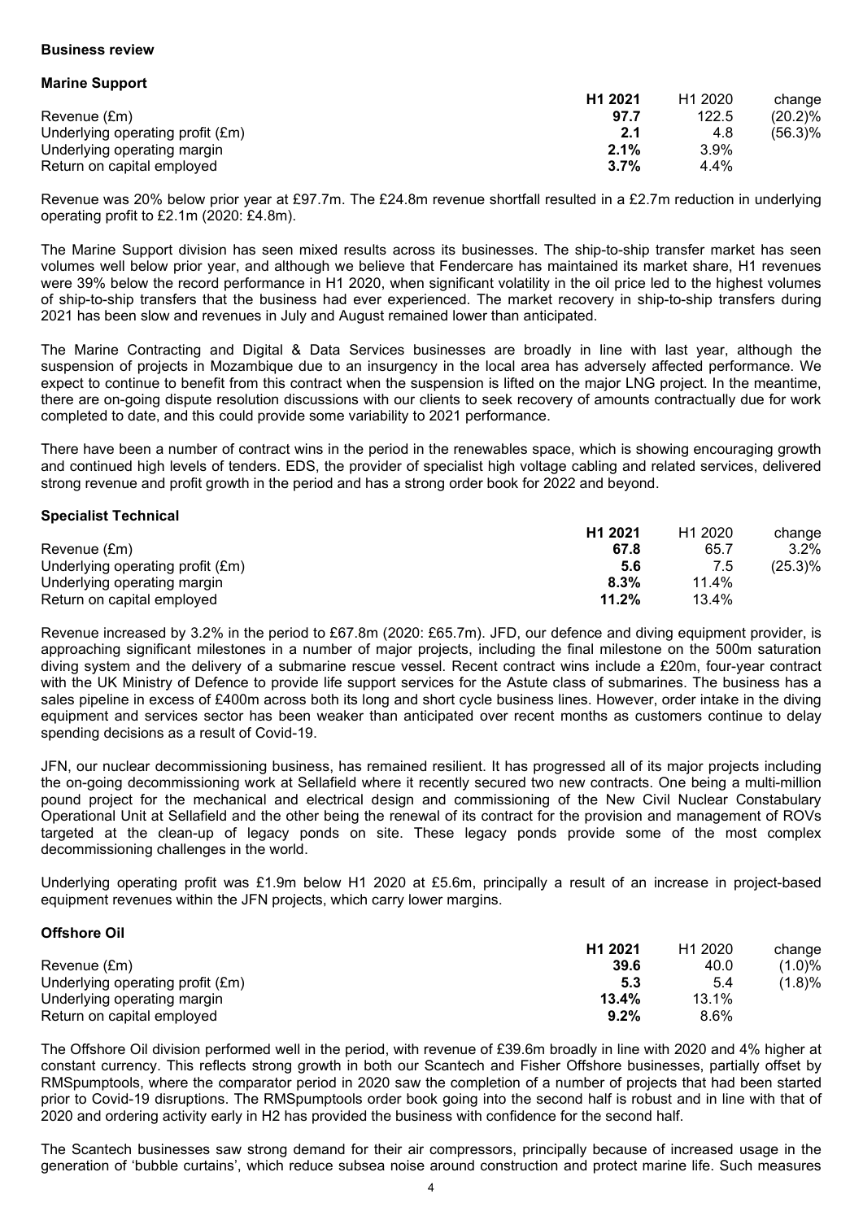## Business review

### Marine Support

| | **H1 2021** | H1 2020 | change |
|---|---|---|---|
| Revenue (£m) | **97.7** | 122.5 | (20.2)% |
| Underlying operating profit (£m) | **2.1** | 4.8 | (56.3)% |
| Underlying operating margin | **2.1%** | 3.9% | |
| Return on capital employed | **3.7%** | 4.4% | |

Revenue was 20% below prior year at £97.7m. The £24.8m revenue shortfall resulted in a £2.7m reduction in underlying operating profit to £2.1m (2020: £4.8m).

The Marine Support division has seen mixed results across its businesses. The ship-to-ship transfer market has seen volumes well below prior year, and although we believe that Fendercare has maintained its market share, H1 revenues were 39% below the record performance in H1 2020, when significant volatility in the oil price led to the highest volumes of ship-to-ship transfers that the business had ever experienced. The market recovery in ship-to-ship transfers during 2021 has been slow and revenues in July and August remained lower than anticipated.

The Marine Contracting and Digital & Data Services businesses are broadly in line with last year, although the suspension of projects in Mozambique due to an insurgency in the local area has adversely affected performance. We expect to continue to benefit from this contract when the suspension is lifted on the major LNG project. In the meantime, there are on-going dispute resolution discussions with our clients to seek recovery of amounts contractually due for work completed to date, and this could provide some variability to 2021 performance.

There have been a number of contract wins in the period in the renewables space, which is showing encouraging growth and continued high levels of tenders. EDS, the provider of specialist high voltage cabling and related services, delivered strong revenue and profit growth in the period and has a strong order book for 2022 and beyond.

### Specialist Technical

| | **H1 2021** | H1 2020 | change |
|---|---|---|---|
| Revenue (£m) | **67.8** | 65.7 | 3.2% |
| Underlying operating profit (£m) | **5.6** | 7.5 | (25.3)% |
| Underlying operating margin | **8.3%** | 11.4% | |
| Return on capital employed | **11.2%** | 13.4% | |

Revenue increased by 3.2% in the period to £67.8m (2020: £65.7m). JFD, our defence and diving equipment provider, is approaching significant milestones in a number of major projects, including the final milestone on the 500m saturation diving system and the delivery of a submarine rescue vessel. Recent contract wins include a £20m, four-year contract with the UK Ministry of Defence to provide life support services for the Astute class of submarines. The business has a sales pipeline in excess of £400m across both its long and short cycle business lines. However, order intake in the diving equipment and services sector has been weaker than anticipated over recent months as customers continue to delay spending decisions as a result of Covid-19.

JFN, our nuclear decommissioning business, has remained resilient. It has progressed all of its major projects including the on-going decommissioning work at Sellafield where it recently secured two new contracts. One being a multi-million pound project for the mechanical and electrical design and commissioning of the New Civil Nuclear Constabulary Operational Unit at Sellafield and the other being the renewal of its contract for the provision and management of ROVs targeted at the clean-up of legacy ponds on site. These legacy ponds provide some of the most complex decommissioning challenges in the world.

Underlying operating profit was £1.9m below H1 2020 at £5.6m, principally a result of an increase in project-based equipment revenues within the JFN projects, which carry lower margins.

### Offshore Oil

| | **H1 2021** | H1 2020 | change |
|---|---|---|---|
| Revenue (£m) | **39.6** | 40.0 | (1.0)% |
| Underlying operating profit (£m) | **5.3** | 5.4 | (1.8)% |
| Underlying operating margin | **13.4%** | 13.1% | |
| Return on capital employed | **9.2%** | 8.6% | |

The Offshore Oil division performed well in the period, with revenue of £39.6m broadly in line with 2020 and 4% higher at constant currency. This reflects strong growth in both our Scantech and Fisher Offshore businesses, partially offset by RMSpumptools, where the comparator period in 2020 saw the completion of a number of projects that had been started prior to Covid-19 disruptions. The RMSpumptools order book going into the second half is robust and in line with that of 2020 and ordering activity early in H2 has provided the business with confidence for the second half.

The Scantech businesses saw strong demand for their air compressors, principally because of increased usage in the generation of 'bubble curtains', which reduce subsea noise around construction and protect marine life. Such measures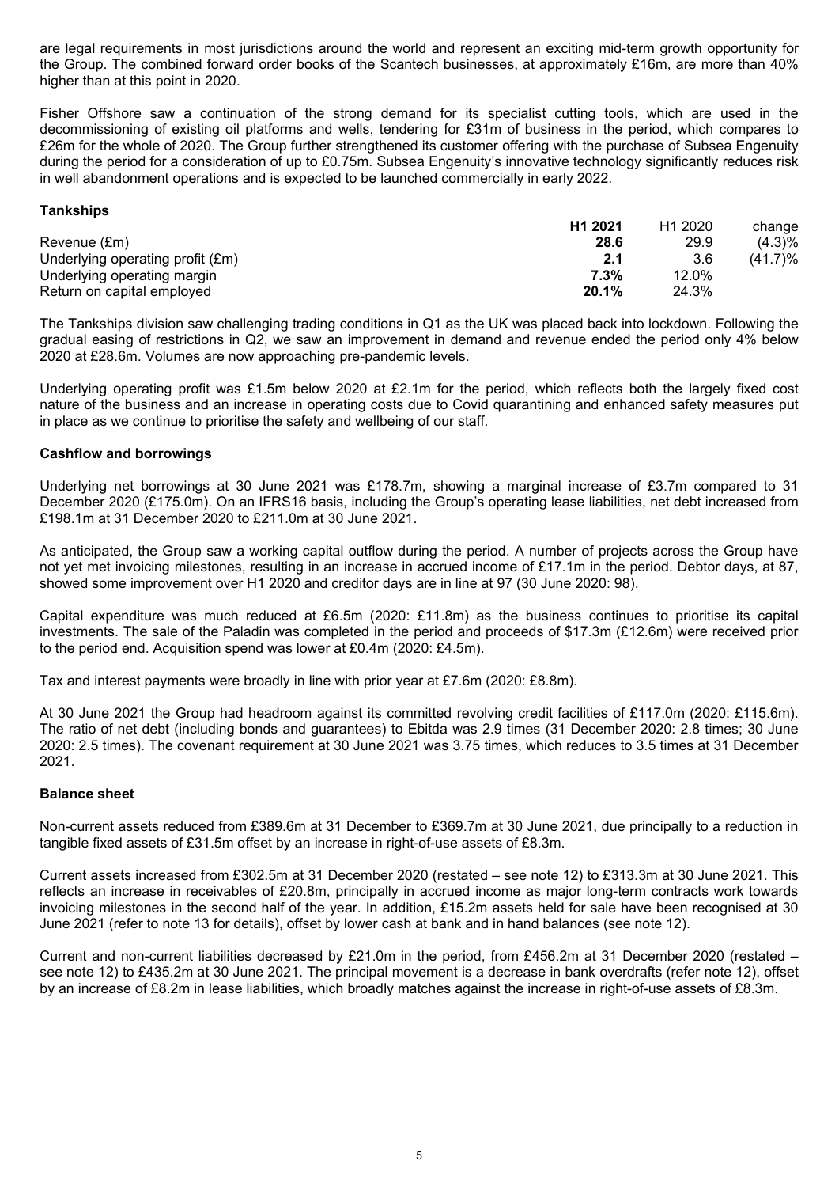are legal requirements in most jurisdictions around the world and represent an exciting mid-term growth opportunity for the Group. The combined forward order books of the Scantech businesses, at approximately £16m, are more than 40% higher than at this point in 2020.

Fisher Offshore saw a continuation of the strong demand for its specialist cutting tools, which are used in the decommissioning of existing oil platforms and wells, tendering for £31m of business in the period, which compares to £26m for the whole of 2020. The Group further strengthened its customer offering with the purchase of Subsea Engenuity during the period for a consideration of up to £0.75m. Subsea Engenuity's innovative technology significantly reduces risk in well abandonment operations and is expected to be launched commercially in early 2022.

**Tankships**

| | **H1 2021** | H1 2020 | change |
|---|---|---|---|
| Revenue (£m) | **28.6** | 29.9 | (4.3)% |
| Underlying operating profit (£m) | **2.1** | 3.6 | (41.7)% |
| Underlying operating margin | **7.3%** | 12.0% | |
| Return on capital employed | **20.1%** | 24.3% | |

The Tankships division saw challenging trading conditions in Q1 as the UK was placed back into lockdown. Following the gradual easing of restrictions in Q2, we saw an improvement in demand and revenue ended the period only 4% below 2020 at £28.6m. Volumes are now approaching pre-pandemic levels.

Underlying operating profit was £1.5m below 2020 at £2.1m for the period, which reflects both the largely fixed cost nature of the business and an increase in operating costs due to Covid quarantining and enhanced safety measures put in place as we continue to prioritise the safety and wellbeing of our staff.

**Cashflow and borrowings**

Underlying net borrowings at 30 June 2021 was £178.7m, showing a marginal increase of £3.7m compared to 31 December 2020 (£175.0m). On an IFRS16 basis, including the Group's operating lease liabilities, net debt increased from £198.1m at 31 December 2020 to £211.0m at 30 June 2021.

As anticipated, the Group saw a working capital outflow during the period. A number of projects across the Group have not yet met invoicing milestones, resulting in an increase in accrued income of £17.1m in the period. Debtor days, at 87, showed some improvement over H1 2020 and creditor days are in line at 97 (30 June 2020: 98).

Capital expenditure was much reduced at £6.5m (2020: £11.8m) as the business continues to prioritise its capital investments. The sale of the Paladin was completed in the period and proceeds of $17.3m (£12.6m) were received prior to the period end. Acquisition spend was lower at £0.4m (2020: £4.5m).

Tax and interest payments were broadly in line with prior year at £7.6m (2020: £8.8m).

At 30 June 2021 the Group had headroom against its committed revolving credit facilities of £117.0m (2020: £115.6m). The ratio of net debt (including bonds and guarantees) to Ebitda was 2.9 times (31 December 2020: 2.8 times; 30 June 2020: 2.5 times). The covenant requirement at 30 June 2021 was 3.75 times, which reduces to 3.5 times at 31 December 2021.

**Balance sheet**

Non-current assets reduced from £389.6m at 31 December to £369.7m at 30 June 2021, due principally to a reduction in tangible fixed assets of £31.5m offset by an increase in right-of-use assets of £8.3m.

Current assets increased from £302.5m at 31 December 2020 (restated – see note 12) to £313.3m at 30 June 2021. This reflects an increase in receivables of £20.8m, principally in accrued income as major long-term contracts work towards invoicing milestones in the second half of the year. In addition, £15.2m assets held for sale have been recognised at 30 June 2021 (refer to note 13 for details), offset by lower cash at bank and in hand balances (see note 12).

Current and non-current liabilities decreased by £21.0m in the period, from £456.2m at 31 December 2020 (restated – see note 12) to £435.2m at 30 June 2021. The principal movement is a decrease in bank overdrafts (refer note 12), offset by an increase of £8.2m in lease liabilities, which broadly matches against the increase in right-of-use assets of £8.3m.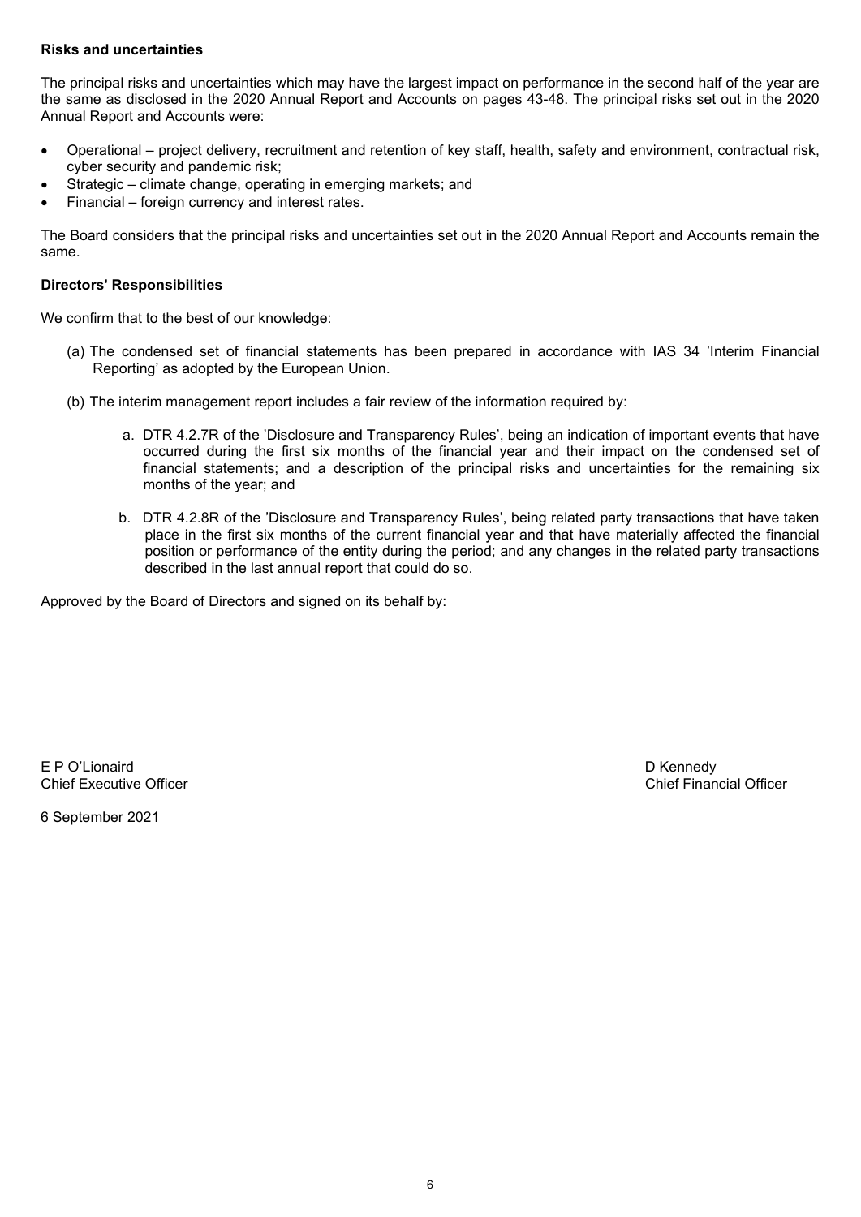**Risks and uncertainties**

The principal risks and uncertainties which may have the largest impact on performance in the second half of the year are the same as disclosed in the 2020 Annual Report and Accounts on pages 43-48. The principal risks set out in the 2020 Annual Report and Accounts were:

- Operational – project delivery, recruitment and retention of key staff, health, safety and environment, contractual risk, cyber security and pandemic risk;
- Strategic – climate change, operating in emerging markets; and
- Financial – foreign currency and interest rates.

The Board considers that the principal risks and uncertainties set out in the 2020 Annual Report and Accounts remain the same.

**Directors' Responsibilities**

We confirm that to the best of our knowledge:

(a) The condensed set of financial statements has been prepared in accordance with IAS 34 'Interim Financial Reporting' as adopted by the European Union.

(b) The interim management report includes a fair review of the information required by:

a. DTR 4.2.7R of the 'Disclosure and Transparency Rules', being an indication of important events that have occurred during the first six months of the financial year and their impact on the condensed set of financial statements; and a description of the principal risks and uncertainties for the remaining six months of the year; and

b. DTR 4.2.8R of the 'Disclosure and Transparency Rules', being related party transactions that have taken place in the first six months of the current financial year and that have materially affected the financial position or performance of the entity during the period; and any changes in the related party transactions described in the last annual report that could do so.

Approved by the Board of Directors and signed on its behalf by:

E P O'Lionaird
Chief Executive Officer

D Kennedy
Chief Financial Officer

6 September 2021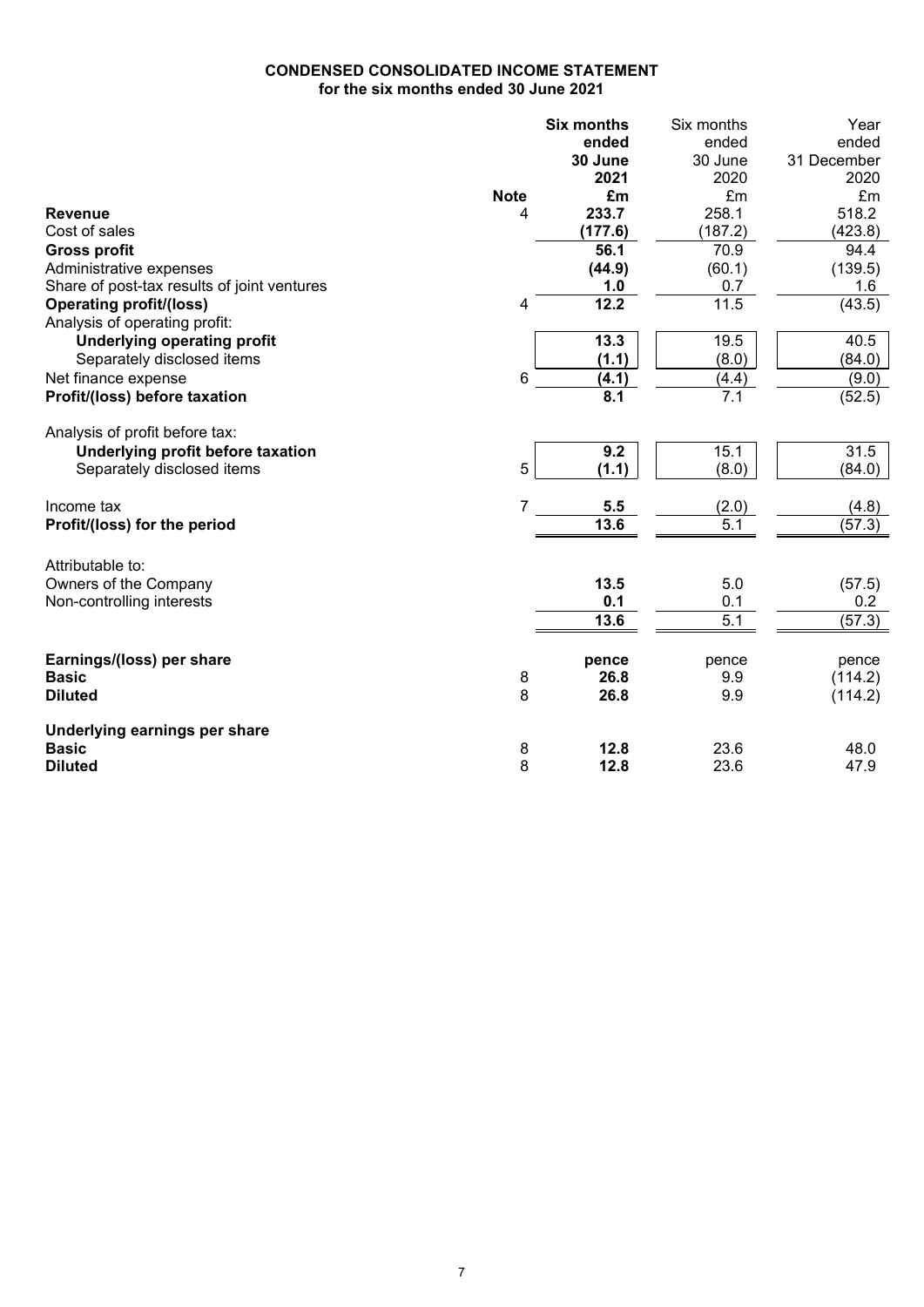**CONDENSED CONSOLIDATED INCOME STATEMENT**
**for the six months ended 30 June 2021**

| | Note | **Six months ended 30 June 2021 £m** | Six months ended 30 June 2020 £m | Year ended 31 December 2020 £m |
|---|---|---|---|---|
| **Revenue** | 4 | **233.7** | 258.1 | 518.2 |
| Cost of sales | | **(177.6)** | (187.2) | (423.8) |
| **Gross profit** | | **56.1** | 70.9 | 94.4 |
| Administrative expenses | | **(44.9)** | (60.1) | (139.5) |
| Share of post-tax results of joint ventures | | **1.0** | 0.7 | 1.6 |
| **Operating profit/(loss)** | 4 | **12.2** | 11.5 | (43.5) |
| Analysis of operating profit: | | | | |
| **Underlying operating profit** | | **13.3** | 19.5 | 40.5 |
| Separately disclosed items | | **(1.1)** | (8.0) | (84.0) |
| Net finance expense | 6 | **(4.1)** | (4.4) | (9.0) |
| **Profit/(loss) before taxation** | | **8.1** | 7.1 | (52.5) |
| Analysis of profit before tax: | | | | |
| **Underlying profit before taxation** | | **9.2** | 15.1 | 31.5 |
| Separately disclosed items | 5 | **(1.1)** | (8.0) | (84.0) |
| Income tax | 7 | **5.5** | (2.0) | (4.8) |
| **Profit/(loss) for the period** | | **13.6** | 5.1 | (57.3) |
| Attributable to: | | | | |
| Owners of the Company | | **13.5** | 5.0 | (57.5) |
| Non-controlling interests | | **0.1** | 0.1 | 0.2 |
| | | **13.6** | 5.1 | (57.3) |
| **Earnings/(loss) per share** | | **pence** | pence | pence |
| **Basic** | 8 | **26.8** | 9.9 | (114.2) |
| **Diluted** | 8 | **26.8** | 9.9 | (114.2) |
| **Underlying earnings per share** | | | | |
| **Basic** | 8 | **12.8** | 23.6 | 48.0 |
| **Diluted** | 8 | **12.8** | 23.6 | 47.9 |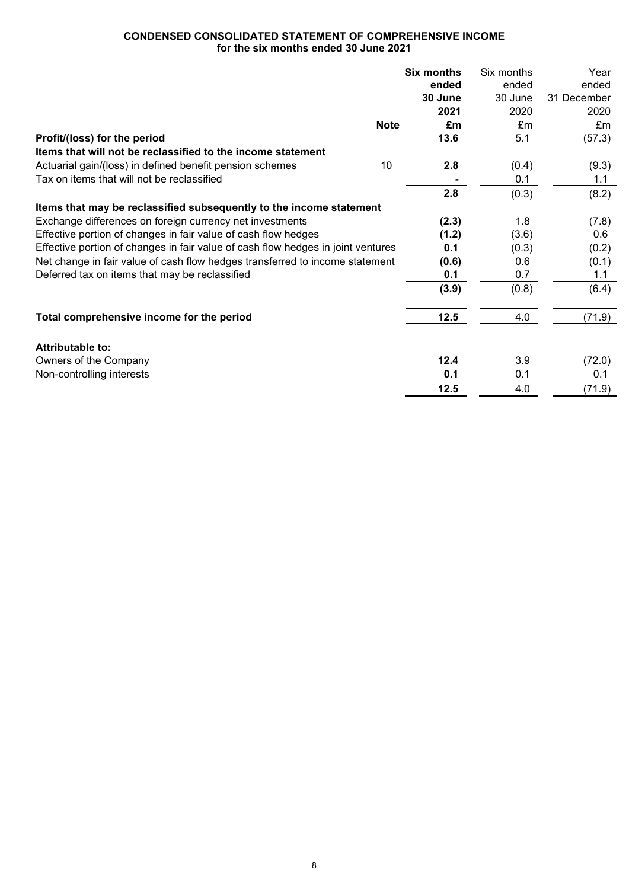**CONDENSED CONSOLIDATED STATEMENT OF COMPREHENSIVE INCOME**
**for the six months ended 30 June 2021**

| | Note | **Six months ended 30 June 2021 £m** | Six months ended 30 June 2020 £m | Year ended 31 December 2020 £m |
|---|---|---|---|---|
| **Profit/(loss) for the period** | | **13.6** | 5.1 | (57.3) |
| **Items that will not be reclassified to the income statement** | | | | |
| Actuarial gain/(loss) in defined benefit pension schemes | 10 | **2.8** | (0.4) | (9.3) |
| Tax on items that will not be reclassified | | **-** | 0.1 | 1.1 |
| | | **2.8** | (0.3) | (8.2) |
| **Items that may be reclassified subsequently to the income statement** | | | | |
| Exchange differences on foreign currency net investments | | **(2.3)** | 1.8 | (7.8) |
| Effective portion of changes in fair value of cash flow hedges | | **(1.2)** | (3.6) | 0.6 |
| Effective portion of changes in fair value of cash flow hedges in joint ventures | | **0.1** | (0.3) | (0.2) |
| Net change in fair value of cash flow hedges transferred to income statement | | **(0.6)** | 0.6 | (0.1) |
| Deferred tax on items that may be reclassified | | **0.1** | 0.7 | 1.1 |
| | | **(3.9)** | (0.8) | (6.4) |
| **Total comprehensive income for the period** | | **12.5** | 4.0 | (71.9) |
| **Attributable to:** | | | | |
| Owners of the Company | | **12.4** | 3.9 | (72.0) |
| Non-controlling interests | | **0.1** | 0.1 | 0.1 |
| | | **12.5** | 4.0 | (71.9) |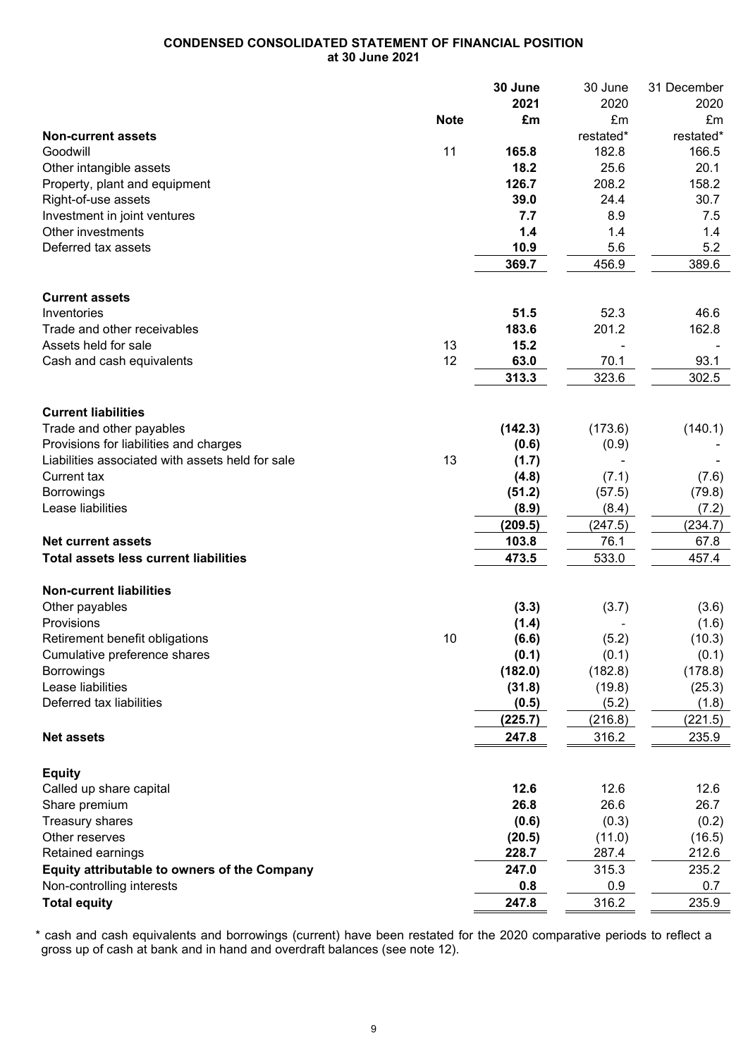**CONDENSED CONSOLIDATED STATEMENT OF FINANCIAL POSITION**
**at 30 June 2021**

| | Note | **30 June 2021 £m** | 30 June 2020 £m restated* | 31 December 2020 £m restated* |
|---|---|---|---|---|
| **Non-current assets** | | | | |
| Goodwill | 11 | **165.8** | 182.8 | 166.5 |
| Other intangible assets | | **18.2** | 25.6 | 20.1 |
| Property, plant and equipment | | **126.7** | 208.2 | 158.2 |
| Right-of-use assets | | **39.0** | 24.4 | 30.7 |
| Investment in joint ventures | | **7.7** | 8.9 | 7.5 |
| Other investments | | **1.4** | 1.4 | 1.4 |
| Deferred tax assets | | **10.9** | 5.6 | 5.2 |
| | | **369.7** | 456.9 | 389.6 |
| **Current assets** | | | | |
| Inventories | | **51.5** | 52.3 | 46.6 |
| Trade and other receivables | | **183.6** | 201.2 | 162.8 |
| Assets held for sale | 13 | **15.2** | - | - |
| Cash and cash equivalents | 12 | **63.0** | 70.1 | 93.1 |
| | | **313.3** | 323.6 | 302.5 |
| **Current liabilities** | | | | |
| Trade and other payables | | **(142.3)** | (173.6) | (140.1) |
| Provisions for liabilities and charges | | **(0.6)** | (0.9) | - |
| Liabilities associated with assets held for sale | 13 | **(1.7)** | - | - |
| Current tax | | **(4.8)** | (7.1) | (7.6) |
| Borrowings | | **(51.2)** | (57.5) | (79.8) |
| Lease liabilities | | **(8.9)** | (8.4) | (7.2) |
| | | **(209.5)** | (247.5) | (234.7) |
| **Net current assets** | | **103.8** | 76.1 | 67.8 |
| **Total assets less current liabilities** | | **473.5** | 533.0 | 457.4 |
| **Non-current liabilities** | | | | |
| Other payables | | **(3.3)** | (3.7) | (3.6) |
| Provisions | | **(1.4)** | - | (1.6) |
| Retirement benefit obligations | 10 | **(6.6)** | (5.2) | (10.3) |
| Cumulative preference shares | | **(0.1)** | (0.1) | (0.1) |
| Borrowings | | **(182.0)** | (182.8) | (178.8) |
| Lease liabilities | | **(31.8)** | (19.8) | (25.3) |
| Deferred tax liabilities | | **(0.5)** | (5.2) | (1.8) |
| | | **(225.7)** | (216.8) | (221.5) |
| **Net assets** | | **247.8** | 316.2 | 235.9 |
| **Equity** | | | | |
| Called up share capital | | **12.6** | 12.6 | 12.6 |
| Share premium | | **26.8** | 26.6 | 26.7 |
| Treasury shares | | **(0.6)** | (0.3) | (0.2) |
| Other reserves | | **(20.5)** | (11.0) | (16.5) |
| Retained earnings | | **228.7** | 287.4 | 212.6 |
| **Equity attributable to owners of the Company** | | **247.0** | 315.3 | 235.2 |
| Non-controlling interests | | **0.8** | 0.9 | 0.7 |
| **Total equity** | | **247.8** | 316.2 | 235.9 |

\* cash and cash equivalents and borrowings (current) have been restated for the 2020 comparative periods to reflect a gross up of cash at bank and in hand and overdraft balances (see note 12).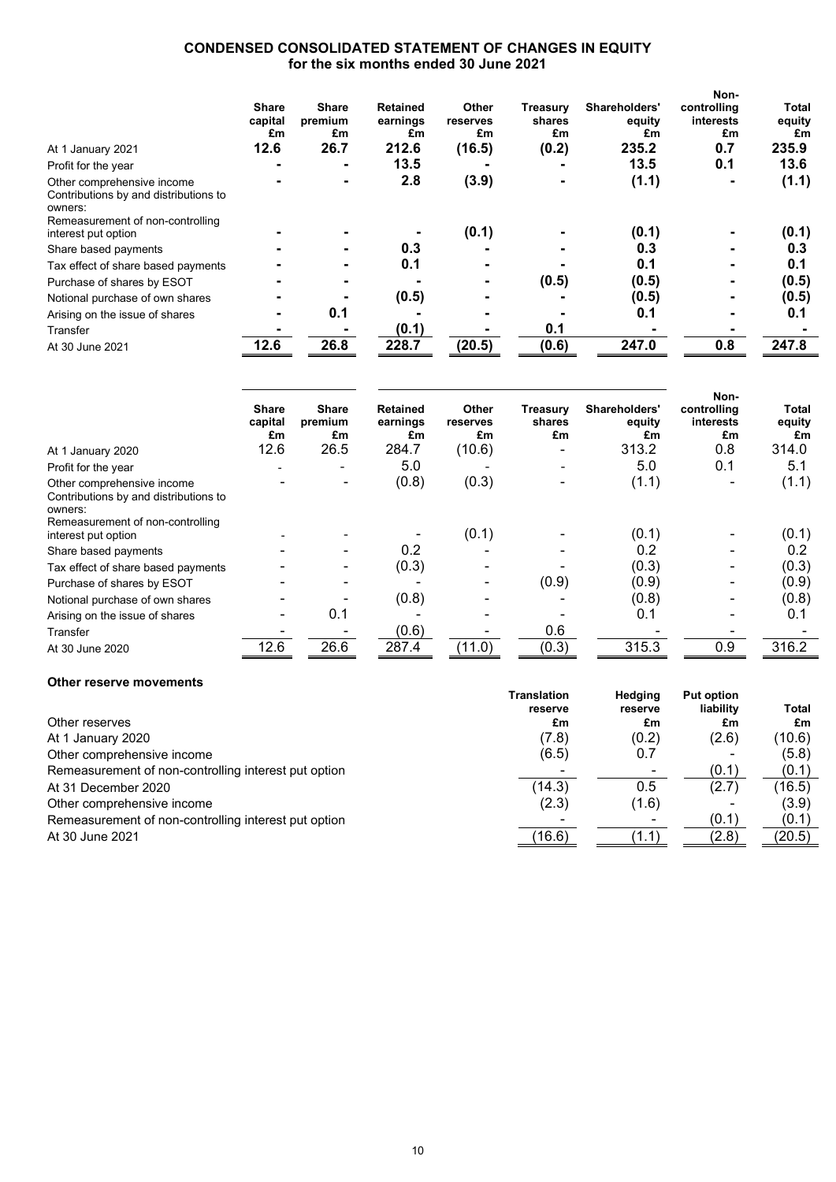## CONDENSED CONSOLIDATED STATEMENT OF CHANGES IN EQUITY
### for the six months ended 30 June 2021

| | Share capital £m | Share premium £m | Retained earnings £m | Other reserves £m | Treasury shares £m | Shareholders' equity £m | Non-controlling interests £m | Total equity £m |
|---|---|---|---|---|---|---|---|---|
| At 1 January 2021 | **12.6** | **26.7** | **212.6** | **(16.5)** | **(0.2)** | **235.2** | **0.7** | **235.9** |
| Profit for the year | **-** | **-** | **13.5** | **-** | **-** | **13.5** | **0.1** | **13.6** |
| Other comprehensive income | **-** | **-** | **2.8** | **(3.9)** | **-** | **(1.1)** | **-** | **(1.1)** |
| Contributions by and distributions to owners: | | | | | | | | |
| Remeasurement of non-controlling interest put option | **-** | **-** | **-** | **(0.1)** | **-** | **(0.1)** | **-** | **(0.1)** |
| Share based payments | **-** | **-** | **0.3** | **-** | **-** | **0.3** | **-** | **0.3** |
| Tax effect of share based payments | **-** | **-** | **0.1** | **-** | **-** | **0.1** | **-** | **0.1** |
| Purchase of shares by ESOT | **-** | **-** | **-** | **-** | **(0.5)** | **(0.5)** | **-** | **(0.5)** |
| Notional purchase of own shares | **-** | **-** | **(0.5)** | **-** | **-** | **(0.5)** | **-** | **(0.5)** |
| Arising on the issue of shares | **-** | **0.1** | **-** | **-** | **-** | **0.1** | **-** | **0.1** |
| Transfer | **-** | **-** | **(0.1)** | **-** | **0.1** | **-** | **-** | **-** |
| At 30 June 2021 | **12.6** | **26.8** | **228.7** | **(20.5)** | **(0.6)** | **247.0** | **0.8** | **247.8** |

| | Share capital £m | Share premium £m | Retained earnings £m | Other reserves £m | Treasury shares £m | Shareholders' equity £m | Non-controlling interests £m | Total equity £m |
|---|---|---|---|---|---|---|---|---|
| At 1 January 2020 | 12.6 | 26.5 | 284.7 | (10.6) | - | 313.2 | 0.8 | 314.0 |
| Profit for the year | - | - | 5.0 | - | - | 5.0 | 0.1 | 5.1 |
| Other comprehensive income | - | - | (0.8) | (0.3) | - | (1.1) | - | (1.1) |
| Contributions by and distributions to owners: | | | | | | | | |
| Remeasurement of non-controlling interest put option | - | - | - | (0.1) | - | (0.1) | - | (0.1) |
| Share based payments | - | - | 0.2 | - | - | 0.2 | - | 0.2 |
| Tax effect of share based payments | - | - | (0.3) | - | - | (0.3) | - | (0.3) |
| Purchase of shares by ESOT | - | - | - | - | (0.9) | (0.9) | - | (0.9) |
| Notional purchase of own shares | - | - | (0.8) | - | - | (0.8) | - | (0.8) |
| Arising on the issue of shares | - | 0.1 | - | - | - | 0.1 | - | 0.1 |
| Transfer | - | - | (0.6) | - | 0.6 | - | - | - |
| At 30 June 2020 | 12.6 | 26.6 | 287.4 | (11.0) | (0.3) | 315.3 | 0.9 | 316.2 |

**Other reserve movements**

| Other reserves | Translation reserve £m | Hedging reserve £m | Put option liability £m | Total £m |
|---|---|---|---|---|
| At 1 January 2020 | (7.8) | (0.2) | (2.6) | (10.6) |
| Other comprehensive income | (6.5) | 0.7 | - | (5.8) |
| Remeasurement of non-controlling interest put option | - | - | (0.1) | (0.1) |
| At 31 December 2020 | (14.3) | 0.5 | (2.7) | (16.5) |
| Other comprehensive income | (2.3) | (1.6) | - | (3.9) |
| Remeasurement of non-controlling interest put option | - | - | (0.1) | (0.1) |
| At 30 June 2021 | (16.6) | (1.1) | (2.8) | (20.5) |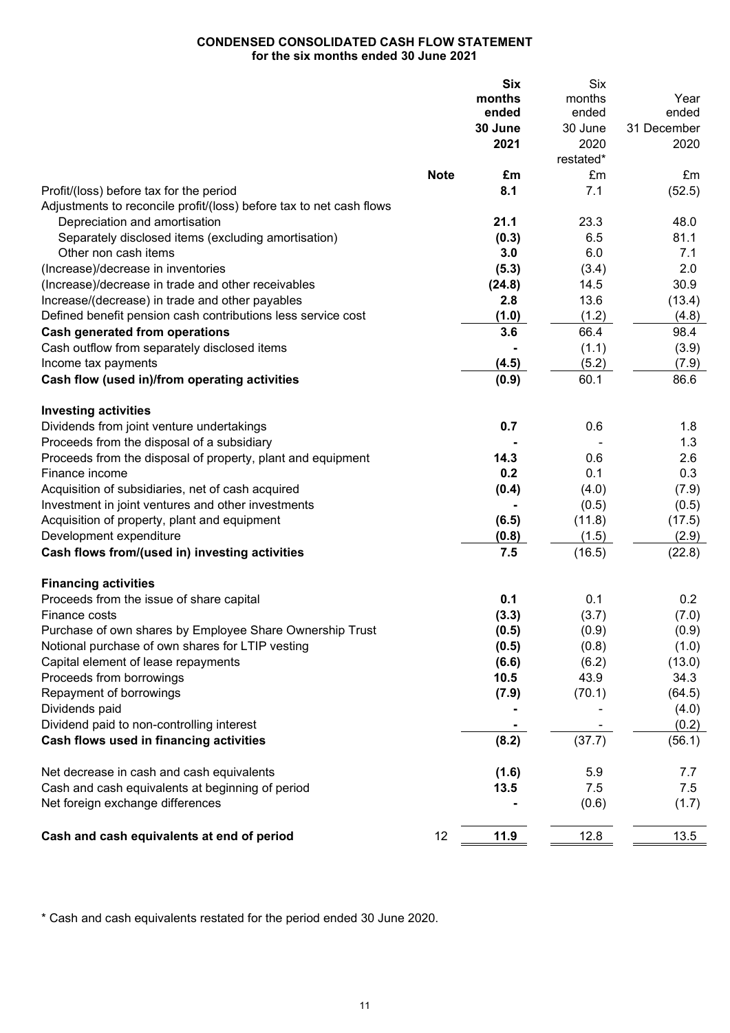**CONDENSED CONSOLIDATED CASH FLOW STATEMENT**
**for the six months ended 30 June 2021**

| | Note | **Six months ended 30 June 2021** | Six months ended 30 June 2020 restated* | Year ended 31 December 2020 |
|---|---|---|---|---|
| | | **£m** | £m | £m |
| Profit/(loss) before tax for the period | | **8.1** | 7.1 | (52.5) |
| Adjustments to reconcile profit/(loss) before tax to net cash flows | | | | |
| Depreciation and amortisation | | **21.1** | 23.3 | 48.0 |
| Separately disclosed items (excluding amortisation) | | **(0.3)** | 6.5 | 81.1 |
| Other non cash items | | **3.0** | 6.0 | 7.1 |
| (Increase)/decrease in inventories | | **(5.3)** | (3.4) | 2.0 |
| (Increase)/decrease in trade and other receivables | | **(24.8)** | 14.5 | 30.9 |
| Increase/(decrease) in trade and other payables | | **2.8** | 13.6 | (13.4) |
| Defined benefit pension cash contributions less service cost | | **(1.0)** | (1.2) | (4.8) |
| **Cash generated from operations** | | **3.6** | 66.4 | 98.4 |
| Cash outflow from separately disclosed items | | **-** | (1.1) | (3.9) |
| Income tax payments | | **(4.5)** | (5.2) | (7.9) |
| **Cash flow (used in)/from operating activities** | | **(0.9)** | 60.1 | 86.6 |
| | | | | |
| **Investing activities** | | | | |
| Dividends from joint venture undertakings | | **0.7** | 0.6 | 1.8 |
| Proceeds from the disposal of a subsidiary | | **-** | - | 1.3 |
| Proceeds from the disposal of property, plant and equipment | | **14.3** | 0.6 | 2.6 |
| Finance income | | **0.2** | 0.1 | 0.3 |
| Acquisition of subsidiaries, net of cash acquired | | **(0.4)** | (4.0) | (7.9) |
| Investment in joint ventures and other investments | | **-** | (0.5) | (0.5) |
| Acquisition of property, plant and equipment | | **(6.5)** | (11.8) | (17.5) |
| Development expenditure | | **(0.8)** | (1.5) | (2.9) |
| **Cash flows from/(used in) investing activities** | | **7.5** | (16.5) | (22.8) |
| | | | | |
| **Financing activities** | | | | |
| Proceeds from the issue of share capital | | **0.1** | 0.1 | 0.2 |
| Finance costs | | **(3.3)** | (3.7) | (7.0) |
| Purchase of own shares by Employee Share Ownership Trust | | **(0.5)** | (0.9) | (0.9) |
| Notional purchase of own shares for LTIP vesting | | **(0.5)** | (0.8) | (1.0) |
| Capital element of lease repayments | | **(6.6)** | (6.2) | (13.0) |
| Proceeds from borrowings | | **10.5** | 43.9 | 34.3 |
| Repayment of borrowings | | **(7.9)** | (70.1) | (64.5) |
| Dividends paid | | **-** | - | (4.0) |
| Dividend paid to non-controlling interest | | **-** | - | (0.2) |
| **Cash flows used in financing activities** | | **(8.2)** | (37.7) | (56.1) |
| | | | | |
| Net decrease in cash and cash equivalents | | **(1.6)** | 5.9 | 7.7 |
| Cash and cash equivalents at beginning of period | | **13.5** | 7.5 | 7.5 |
| Net foreign exchange differences | | **-** | (0.6) | (1.7) |
| | | | | |
| **Cash and cash equivalents at end of period** | 12 | **11.9** | 12.8 | 13.5 |

\* Cash and cash equivalents restated for the period ended 30 June 2020.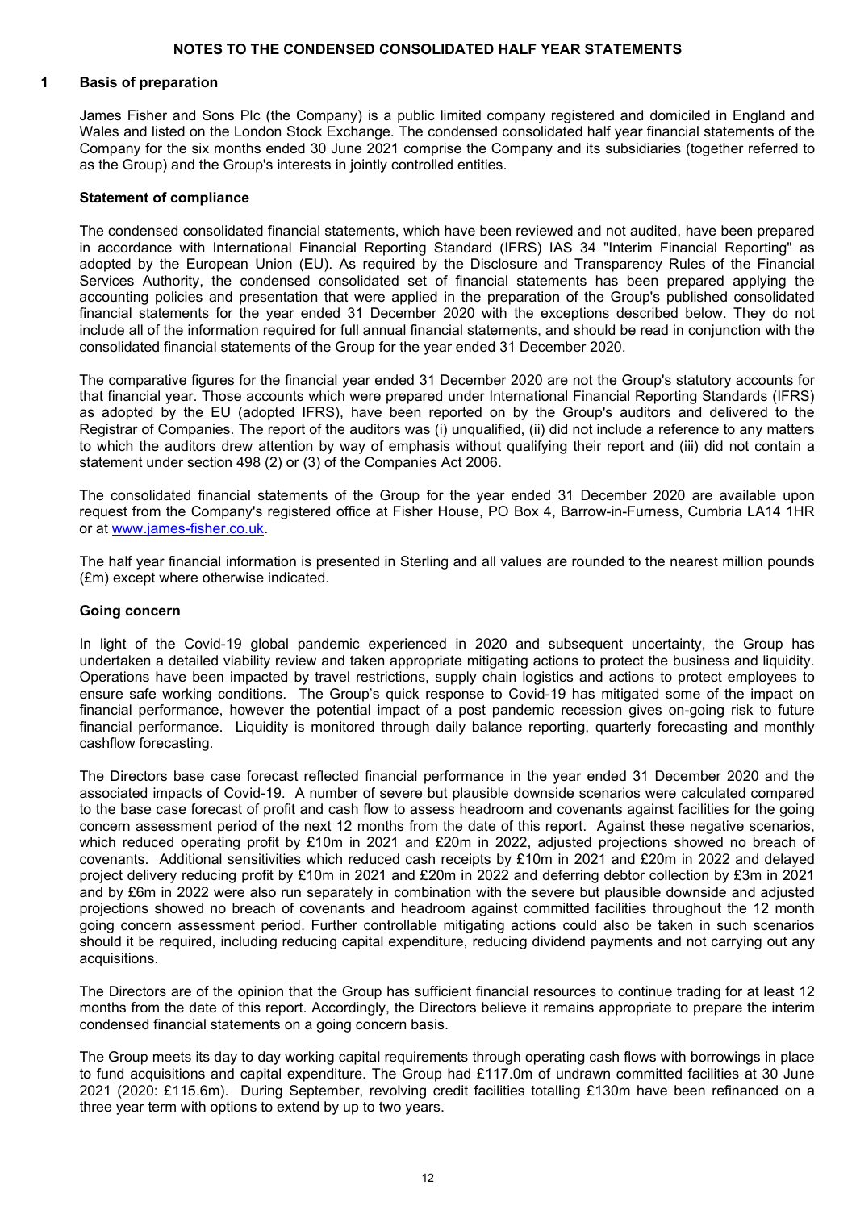## NOTES TO THE CONDENSED CONSOLIDATED HALF YEAR STATEMENTS

### 1 Basis of preparation

James Fisher and Sons Plc (the Company) is a public limited company registered and domiciled in England and Wales and listed on the London Stock Exchange. The condensed consolidated half year financial statements of the Company for the six months ended 30 June 2021 comprise the Company and its subsidiaries (together referred to as the Group) and the Group's interests in jointly controlled entities.

**Statement of compliance**

The condensed consolidated financial statements, which have been reviewed and not audited, have been prepared in accordance with International Financial Reporting Standard (IFRS) IAS 34 "Interim Financial Reporting" as adopted by the European Union (EU). As required by the Disclosure and Transparency Rules of the Financial Services Authority, the condensed consolidated set of financial statements has been prepared applying the accounting policies and presentation that were applied in the preparation of the Group's published consolidated financial statements for the year ended 31 December 2020 with the exceptions described below. They do not include all of the information required for full annual financial statements, and should be read in conjunction with the consolidated financial statements of the Group for the year ended 31 December 2020.

The comparative figures for the financial year ended 31 December 2020 are not the Group's statutory accounts for that financial year. Those accounts which were prepared under International Financial Reporting Standards (IFRS) as adopted by the EU (adopted IFRS), have been reported on by the Group's auditors and delivered to the Registrar of Companies. The report of the auditors was (i) unqualified, (ii) did not include a reference to any matters to which the auditors drew attention by way of emphasis without qualifying their report and (iii) did not contain a statement under section 498 (2) or (3) of the Companies Act 2006.

The consolidated financial statements of the Group for the year ended 31 December 2020 are available upon request from the Company's registered office at Fisher House, PO Box 4, Barrow-in-Furness, Cumbria LA14 1HR or at www.james-fisher.co.uk.

The half year financial information is presented in Sterling and all values are rounded to the nearest million pounds (£m) except where otherwise indicated.

**Going concern**

In light of the Covid-19 global pandemic experienced in 2020 and subsequent uncertainty, the Group has undertaken a detailed viability review and taken appropriate mitigating actions to protect the business and liquidity. Operations have been impacted by travel restrictions, supply chain logistics and actions to protect employees to ensure safe working conditions. The Group's quick response to Covid-19 has mitigated some of the impact on financial performance, however the potential impact of a post pandemic recession gives on-going risk to future financial performance. Liquidity is monitored through daily balance reporting, quarterly forecasting and monthly cashflow forecasting.

The Directors base case forecast reflected financial performance in the year ended 31 December 2020 and the associated impacts of Covid-19. A number of severe but plausible downside scenarios were calculated compared to the base case forecast of profit and cash flow to assess headroom and covenants against facilities for the going concern assessment period of the next 12 months from the date of this report. Against these negative scenarios, which reduced operating profit by £10m in 2021 and £20m in 2022, adjusted projections showed no breach of covenants. Additional sensitivities which reduced cash receipts by £10m in 2021 and £20m in 2022 and delayed project delivery reducing profit by £10m in 2021 and £20m in 2022 and deferring debtor collection by £3m in 2021 and by £6m in 2022 were also run separately in combination with the severe but plausible downside and adjusted projections showed no breach of covenants and headroom against committed facilities throughout the 12 month going concern assessment period. Further controllable mitigating actions could also be taken in such scenarios should it be required, including reducing capital expenditure, reducing dividend payments and not carrying out any acquisitions.

The Directors are of the opinion that the Group has sufficient financial resources to continue trading for at least 12 months from the date of this report. Accordingly, the Directors believe it remains appropriate to prepare the interim condensed financial statements on a going concern basis.

The Group meets its day to day working capital requirements through operating cash flows with borrowings in place to fund acquisitions and capital expenditure. The Group had £117.0m of undrawn committed facilities at 30 June 2021 (2020: £115.6m). During September, revolving credit facilities totalling £130m have been refinanced on a three year term with options to extend by up to two years.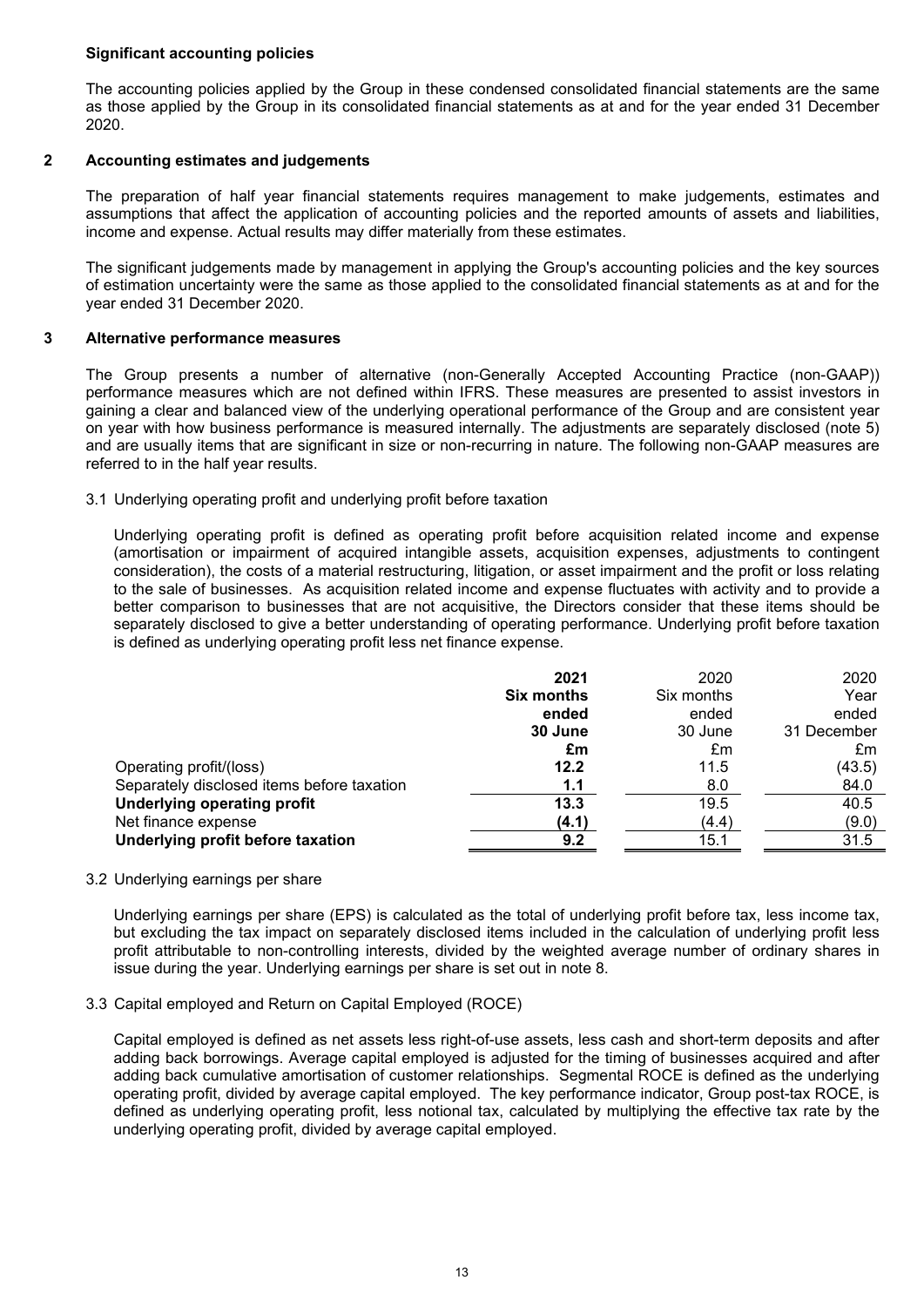### Significant accounting policies

The accounting policies applied by the Group in these condensed consolidated financial statements are the same as those applied by the Group in its consolidated financial statements as at and for the year ended 31 December 2020.

## 2 Accounting estimates and judgements

The preparation of half year financial statements requires management to make judgements, estimates and assumptions that affect the application of accounting policies and the reported amounts of assets and liabilities, income and expense. Actual results may differ materially from these estimates.

The significant judgements made by management in applying the Group's accounting policies and the key sources of estimation uncertainty were the same as those applied to the consolidated financial statements as at and for the year ended 31 December 2020.

## 3 Alternative performance measures

The Group presents a number of alternative (non-Generally Accepted Accounting Practice (non-GAAP)) performance measures which are not defined within IFRS. These measures are presented to assist investors in gaining a clear and balanced view of the underlying operational performance of the Group and are consistent year on year with how business performance is measured internally. The adjustments are separately disclosed (note 5) and are usually items that are significant in size or non-recurring in nature. The following non-GAAP measures are referred to in the half year results.

### 3.1 Underlying operating profit and underlying profit before taxation

Underlying operating profit is defined as operating profit before acquisition related income and expense (amortisation or impairment of acquired intangible assets, acquisition expenses, adjustments to contingent consideration), the costs of a material restructuring, litigation, or asset impairment and the profit or loss relating to the sale of businesses. As acquisition related income and expense fluctuates with activity and to provide a better comparison to businesses that are not acquisitive, the Directors consider that these items should be separately disclosed to give a better understanding of operating performance. Underlying profit before taxation is defined as underlying operating profit less net finance expense.

| | **2021 Six months ended 30 June £m** | 2020 Six months ended 30 June £m | 2020 Year ended 31 December £m |
|---|---|---|---|
| Operating profit/(loss) | **12.2** | 11.5 | (43.5) |
| Separately disclosed items before taxation | **1.1** | 8.0 | 84.0 |
| **Underlying operating profit** | **13.3** | 19.5 | 40.5 |
| Net finance expense | **(4.1)** | (4.4) | (9.0) |
| **Underlying profit before taxation** | **9.2** | 15.1 | 31.5 |

### 3.2 Underlying earnings per share

Underlying earnings per share (EPS) is calculated as the total of underlying profit before tax, less income tax, but excluding the tax impact on separately disclosed items included in the calculation of underlying profit less profit attributable to non-controlling interests, divided by the weighted average number of ordinary shares in issue during the year. Underlying earnings per share is set out in note 8.

### 3.3 Capital employed and Return on Capital Employed (ROCE)

Capital employed is defined as net assets less right-of-use assets, less cash and short-term deposits and after adding back borrowings. Average capital employed is adjusted for the timing of businesses acquired and after adding back cumulative amortisation of customer relationships. Segmental ROCE is defined as the underlying operating profit, divided by average capital employed. The key performance indicator, Group post-tax ROCE, is defined as underlying operating profit, less notional tax, calculated by multiplying the effective tax rate by the underlying operating profit, divided by average capital employed.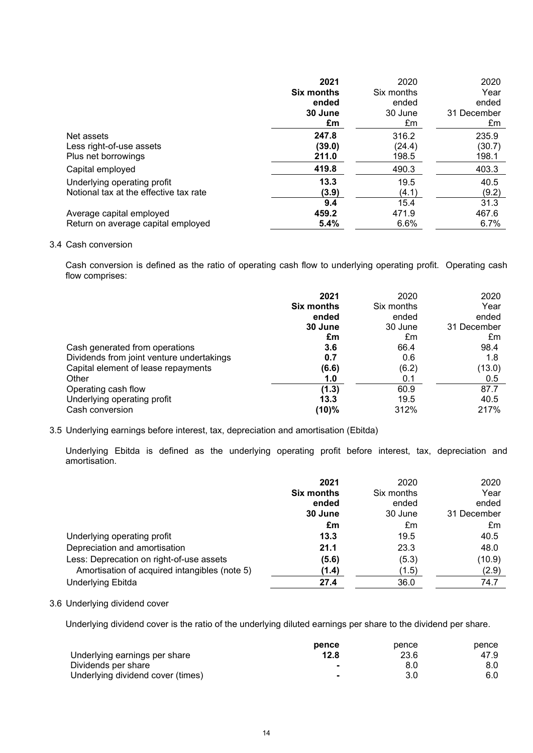| | **2021 Six months ended 30 June £m** | 2020 Six months ended 30 June £m | 2020 Year ended 31 December £m |
|---|---|---|---|
| Net assets | **247.8** | 316.2 | 235.9 |
| Less right-of-use assets | **(39.0)** | (24.4) | (30.7) |
| Plus net borrowings | **211.0** | 198.5 | 198.1 |
| Capital employed | **419.8** | 490.3 | 403.3 |
| Underlying operating profit | **13.3** | 19.5 | 40.5 |
| Notional tax at the effective tax rate | **(3.9)** | (4.1) | (9.2) |
| | **9.4** | 15.4 | 31.3 |
| Average capital employed | **459.2** | 471.9 | 467.6 |
| Return on average capital employed | **5.4%** | 6.6% | 6.7% |

3.4 Cash conversion

Cash conversion is defined as the ratio of operating cash flow to underlying operating profit. Operating cash flow comprises:

| | **2021 Six months ended 30 June £m** | 2020 Six months ended 30 June £m | 2020 Year ended 31 December £m |
|---|---|---|---|
| Cash generated from operations | **3.6** | 66.4 | 98.4 |
| Dividends from joint venture undertakings | **0.7** | 0.6 | 1.8 |
| Capital element of lease repayments | **(6.6)** | (6.2) | (13.0) |
| Other | **1.0** | 0.1 | 0.5 |
| Operating cash flow | **(1.3)** | 60.9 | 87.7 |
| Underlying operating profit | **13.3** | 19.5 | 40.5 |
| Cash conversion | **(10)%** | 312% | 217% |

3.5 Underlying earnings before interest, tax, depreciation and amortisation (Ebitda)

Underlying Ebitda is defined as the underlying operating profit before interest, tax, depreciation and amortisation.

| | **2021 Six months ended 30 June £m** | 2020 Six months ended 30 June £m | 2020 Year ended 31 December £m |
|---|---|---|---|
| Underlying operating profit | **13.3** | 19.5 | 40.5 |
| Depreciation and amortisation | **21.1** | 23.3 | 48.0 |
| Less: Deprecation on right-of-use assets | **(5.6)** | (5.3) | (10.9) |
| Amortisation of acquired intangibles (note 5) | **(1.4)** | (1.5) | (2.9) |
| Underlying Ebitda | **27.4** | 36.0 | 74.7 |

3.6 Underlying dividend cover

Underlying dividend cover is the ratio of the underlying diluted earnings per share to the dividend per share.

| | **pence** | pence | pence |
|---|---|---|---|
| Underlying earnings per share | **12.8** | 23.6 | 47.9 |
| Dividends per share | **-** | 8.0 | 8.0 |
| Underlying dividend cover (times) | **-** | 3.0 | 6.0 |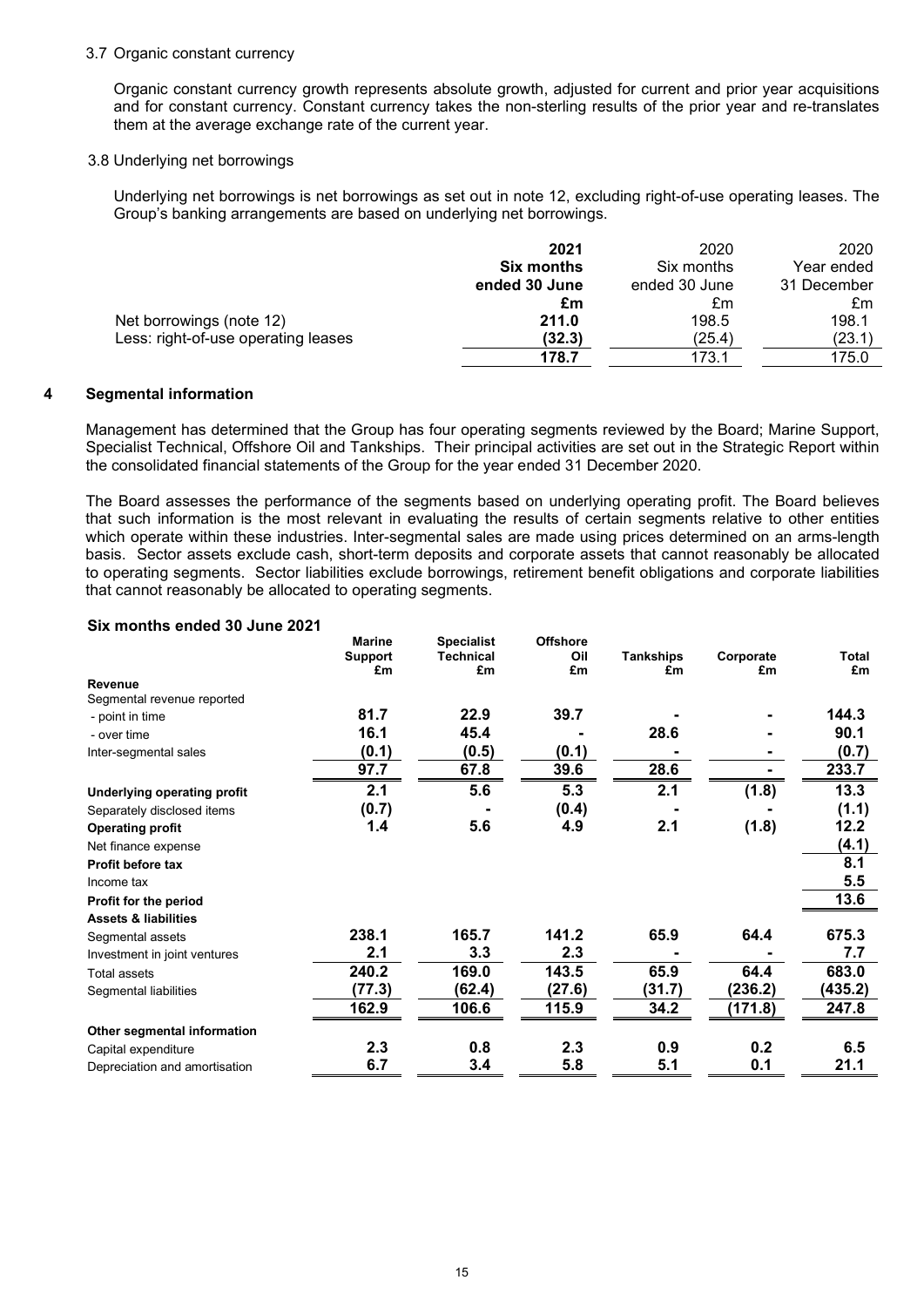### 3.7 Organic constant currency

Organic constant currency growth represents absolute growth, adjusted for current and prior year acquisitions and for constant currency. Constant currency takes the non-sterling results of the prior year and re-translates them at the average exchange rate of the current year.

### 3.8 Underlying net borrowings

Underlying net borrowings is net borrowings as set out in note 12, excluding right-of-use operating leases. The Group's banking arrangements are based on underlying net borrowings.

| | **2021 Six months ended 30 June £m** | 2020 Six months ended 30 June £m | 2020 Year ended 31 December £m |
|---|---|---|---|
| Net borrowings (note 12) | **211.0** | 198.5 | 198.1 |
| Less: right-of-use operating leases | **(32.3)** | (25.4) | (23.1) |
| | **178.7** | 173.1 | 175.0 |

## 4 Segmental information

Management has determined that the Group has four operating segments reviewed by the Board; Marine Support, Specialist Technical, Offshore Oil and Tankships. Their principal activities are set out in the Strategic Report within the consolidated financial statements of the Group for the year ended 31 December 2020.

The Board assesses the performance of the segments based on underlying operating profit. The Board believes that such information is the most relevant in evaluating the results of certain segments relative to other entities which operate within these industries. Inter-segmental sales are made using prices determined on an arms-length basis. Sector assets exclude cash, short-term deposits and corporate assets that cannot reasonably be allocated to operating segments. Sector liabilities exclude borrowings, retirement benefit obligations and corporate liabilities that cannot reasonably be allocated to operating segments.

**Six months ended 30 June 2021**

| | **Marine Support £m** | **Specialist Technical £m** | **Offshore Oil £m** | **Tankships £m** | **Corporate £m** | **Total £m** |
|---|---|---|---|---|---|---|
| **Revenue** | | | | | | |
| Segmental revenue reported | | | | | | |
| - point in time | **81.7** | **22.9** | **39.7** | **-** | **-** | **144.3** |
| - over time | **16.1** | **45.4** | **-** | **28.6** | **-** | **90.1** |
| Inter-segmental sales | **(0.1)** | **(0.5)** | **(0.1)** | **-** | **-** | **(0.7)** |
| | **97.7** | **67.8** | **39.6** | **28.6** | **-** | **233.7** |
| **Underlying operating profit** | **2.1** | **5.6** | **5.3** | **2.1** | **(1.8)** | **13.3** |
| Separately disclosed items | **(0.7)** | **-** | **(0.4)** | **-** | **-** | **(1.1)** |
| **Operating profit** | **1.4** | **5.6** | **4.9** | **2.1** | **(1.8)** | **12.2** |
| Net finance expense | | | | | | **(4.1)** |
| **Profit before tax** | | | | | | **8.1** |
| Income tax | | | | | | **5.5** |
| **Profit for the period** | | | | | | **13.6** |
| **Assets & liabilities** | | | | | | |
| Segmental assets | **238.1** | **165.7** | **141.2** | **65.9** | **64.4** | **675.3** |
| Investment in joint ventures | **2.1** | **3.3** | **2.3** | **-** | **-** | **7.7** |
| Total assets | **240.2** | **169.0** | **143.5** | **65.9** | **64.4** | **683.0** |
| Segmental liabilities | **(77.3)** | **(62.4)** | **(27.6)** | **(31.7)** | **(236.2)** | **(435.2)** |
| | **162.9** | **106.6** | **115.9** | **34.2** | **(171.8)** | **247.8** |
| **Other segmental information** | | | | | | |
| Capital expenditure | **2.3** | **0.8** | **2.3** | **0.9** | **0.2** | **6.5** |
| Depreciation and amortisation | **6.7** | **3.4** | **5.8** | **5.1** | **0.1** | **21.1** |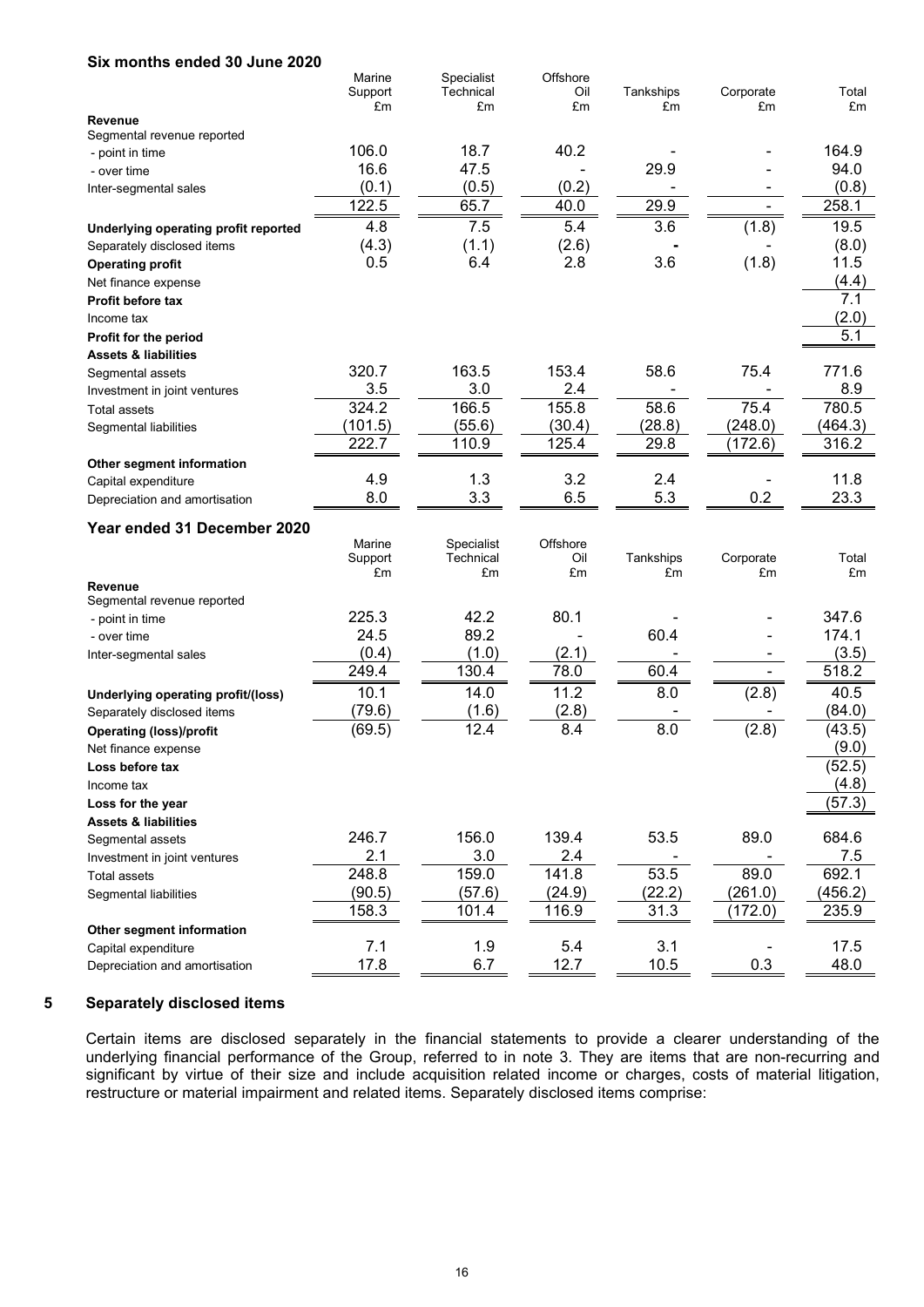**Six months ended 30 June 2020**

| | Marine Support £m | Specialist Technical £m | Offshore Oil £m | Tankships £m | Corporate £m | Total £m |
|---|---|---|---|---|---|---|
| **Revenue** | | | | | | |
| Segmental revenue reported | | | | | | |
| - point in time | 106.0 | 18.7 | 40.2 | - | - | 164.9 |
| - over time | 16.6 | 47.5 | - | 29.9 | - | 94.0 |
| Inter-segmental sales | (0.1) | (0.5) | (0.2) | - | - | (0.8) |
| | 122.5 | 65.7 | 40.0 | 29.9 | - | 258.1 |
| **Underlying operating profit reported** | 4.8 | 7.5 | 5.4 | 3.6 | (1.8) | 19.5 |
| Separately disclosed items | (4.3) | (1.1) | (2.6) | - | - | (8.0) |
| **Operating profit** | 0.5 | 6.4 | 2.8 | 3.6 | (1.8) | 11.5 |
| Net finance expense | | | | | | (4.4) |
| **Profit before tax** | | | | | | 7.1 |
| Income tax | | | | | | (2.0) |
| **Profit for the period** | | | | | | 5.1 |
| **Assets & liabilities** | | | | | | |
| Segmental assets | 320.7 | 163.5 | 153.4 | 58.6 | 75.4 | 771.6 |
| Investment in joint ventures | 3.5 | 3.0 | 2.4 | - | - | 8.9 |
| Total assets | 324.2 | 166.5 | 155.8 | 58.6 | 75.4 | 780.5 |
| Segmental liabilities | (101.5) | (55.6) | (30.4) | (28.8) | (248.0) | (464.3) |
| | 222.7 | 110.9 | 125.4 | 29.8 | (172.6) | 316.2 |
| **Other segment information** | | | | | | |
| Capital expenditure | 4.9 | 1.3 | 3.2 | 2.4 | - | 11.8 |
| Depreciation and amortisation | 8.0 | 3.3 | 6.5 | 5.3 | 0.2 | 23.3 |

**Year ended 31 December 2020**

| | Marine Support £m | Specialist Technical £m | Offshore Oil £m | Tankships £m | Corporate £m | Total £m |
|---|---|---|---|---|---|---|
| **Revenue** | | | | | | |
| Segmental revenue reported | | | | | | |
| - point in time | 225.3 | 42.2 | 80.1 | - | - | 347.6 |
| - over time | 24.5 | 89.2 | - | 60.4 | - | 174.1 |
| Inter-segmental sales | (0.4) | (1.0) | (2.1) | - | - | (3.5) |
| | 249.4 | 130.4 | 78.0 | 60.4 | - | 518.2 |
| **Underlying operating profit/(loss)** | 10.1 | 14.0 | 11.2 | 8.0 | (2.8) | 40.5 |
| Separately disclosed items | (79.6) | (1.6) | (2.8) | - | - | (84.0) |
| **Operating (loss)/profit** | (69.5) | 12.4 | 8.4 | 8.0 | (2.8) | (43.5) |
| Net finance expense | | | | | | (9.0) |
| **Loss before tax** | | | | | | (52.5) |
| Income tax | | | | | | (4.8) |
| **Loss for the year** | | | | | | (57.3) |
| **Assets & liabilities** | | | | | | |
| Segmental assets | 246.7 | 156.0 | 139.4 | 53.5 | 89.0 | 684.6 |
| Investment in joint ventures | 2.1 | 3.0 | 2.4 | - | - | 7.5 |
| Total assets | 248.8 | 159.0 | 141.8 | 53.5 | 89.0 | 692.1 |
| Segmental liabilities | (90.5) | (57.6) | (24.9) | (22.2) | (261.0) | (456.2) |
| | 158.3 | 101.4 | 116.9 | 31.3 | (172.0) | 235.9 |
| **Other segment information** | | | | | | |
| Capital expenditure | 7.1 | 1.9 | 5.4 | 3.1 | - | 17.5 |
| Depreciation and amortisation | 17.8 | 6.7 | 12.7 | 10.5 | 0.3 | 48.0 |

## 5 Separately disclosed items

Certain items are disclosed separately in the financial statements to provide a clearer understanding of the underlying financial performance of the Group, referred to in note 3. They are items that are non-recurring and significant by virtue of their size and include acquisition related income or charges, costs of material litigation, restructure or material impairment and related items. Separately disclosed items comprise: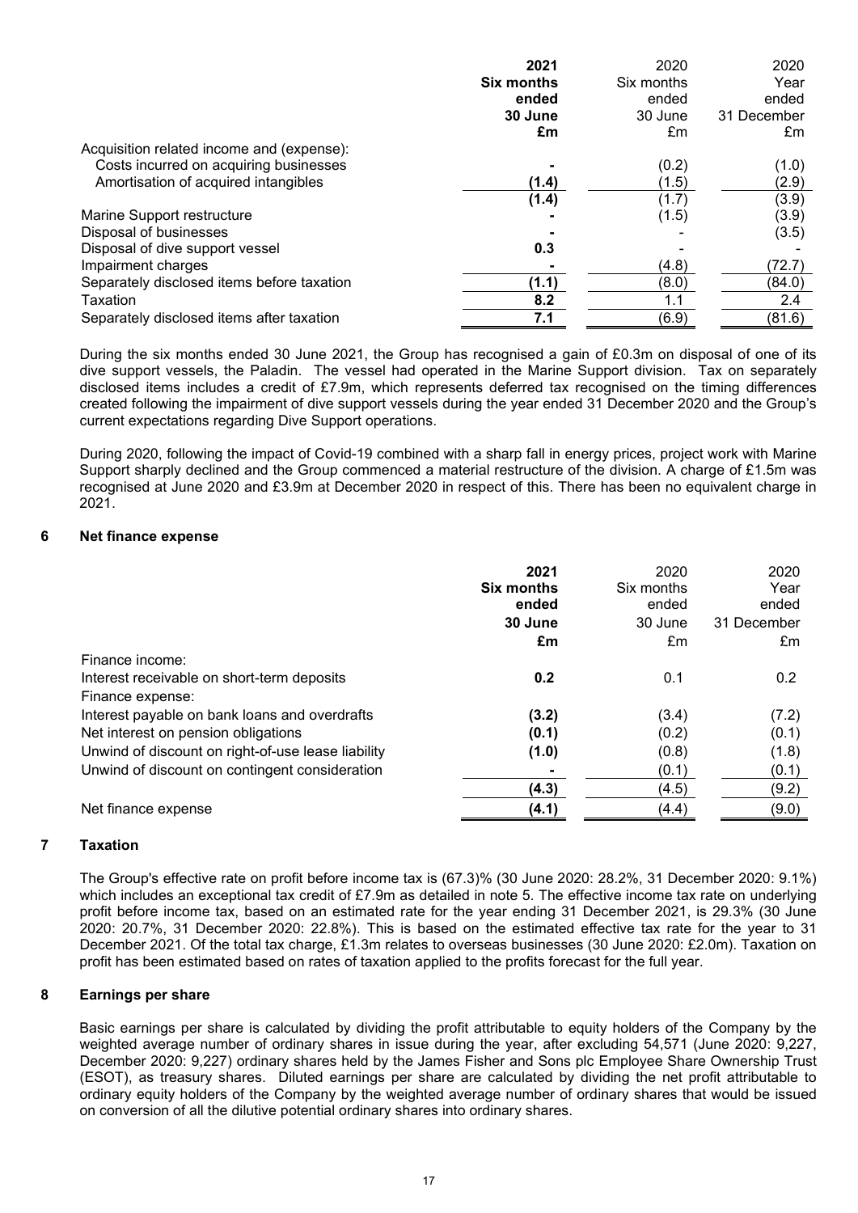| | 2021 Six months ended 30 June £m | 2020 Six months ended 30 June £m | 2020 Year ended 31 December £m |
|---|---|---|---|
| Acquisition related income and (expense): | | | |
| Costs incurred on acquiring businesses | **-** | (0.2) | (1.0) |
| Amortisation of acquired intangibles | **(1.4)** | (1.5) | (2.9) |
| | **(1.4)** | (1.7) | (3.9) |
| Marine Support restructure | **-** | (1.5) | (3.9) |
| Disposal of businesses | **-** | - | (3.5) |
| Disposal of dive support vessel | **0.3** | - | - |
| Impairment charges | **-** | (4.8) | (72.7) |
| Separately disclosed items before taxation | **(1.1)** | (8.0) | (84.0) |
| Taxation | **8.2** | 1.1 | 2.4 |
| Separately disclosed items after taxation | **7.1** | (6.9) | (81.6) |

During the six months ended 30 June 2021, the Group has recognised a gain of £0.3m on disposal of one of its dive support vessels, the Paladin. The vessel had operated in the Marine Support division. Tax on separately disclosed items includes a credit of £7.9m, which represents deferred tax recognised on the timing differences created following the impairment of dive support vessels during the year ended 31 December 2020 and the Group's current expectations regarding Dive Support operations.

During 2020, following the impact of Covid-19 combined with a sharp fall in energy prices, project work with Marine Support sharply declined and the Group commenced a material restructure of the division. A charge of £1.5m was recognised at June 2020 and £3.9m at December 2020 in respect of this. There has been no equivalent charge in 2021.

## 6 Net finance expense

| | 2021 Six months ended 30 June £m | 2020 Six months ended 30 June £m | 2020 Year ended 31 December £m |
|---|---|---|---|
| Finance income: | | | |
| Interest receivable on short-term deposits | **0.2** | 0.1 | 0.2 |
| Finance expense: | | | |
| Interest payable on bank loans and overdrafts | **(3.2)** | (3.4) | (7.2) |
| Net interest on pension obligations | **(0.1)** | (0.2) | (0.1) |
| Unwind of discount on right-of-use lease liability | **(1.0)** | (0.8) | (1.8) |
| Unwind of discount on contingent consideration | **-** | (0.1) | (0.1) |
| | **(4.3)** | (4.5) | (9.2) |
| Net finance expense | **(4.1)** | (4.4) | (9.0) |

## 7 Taxation

The Group's effective rate on profit before income tax is (67.3)% (30 June 2020: 28.2%, 31 December 2020: 9.1%) which includes an exceptional tax credit of £7.9m as detailed in note 5. The effective income tax rate on underlying profit before income tax, based on an estimated rate for the year ending 31 December 2021, is 29.3% (30 June 2020: 20.7%, 31 December 2020: 22.8%). This is based on the estimated effective tax rate for the year to 31 December 2021. Of the total tax charge, £1.3m relates to overseas businesses (30 June 2020: £2.0m). Taxation on profit has been estimated based on rates of taxation applied to the profits forecast for the full year.

## 8 Earnings per share

Basic earnings per share is calculated by dividing the profit attributable to equity holders of the Company by the weighted average number of ordinary shares in issue during the year, after excluding 54,571 (June 2020: 9,227, December 2020: 9,227) ordinary shares held by the James Fisher and Sons plc Employee Share Ownership Trust (ESOT), as treasury shares. Diluted earnings per share are calculated by dividing the net profit attributable to ordinary equity holders of the Company by the weighted average number of ordinary shares that would be issued on conversion of all the dilutive potential ordinary shares into ordinary shares.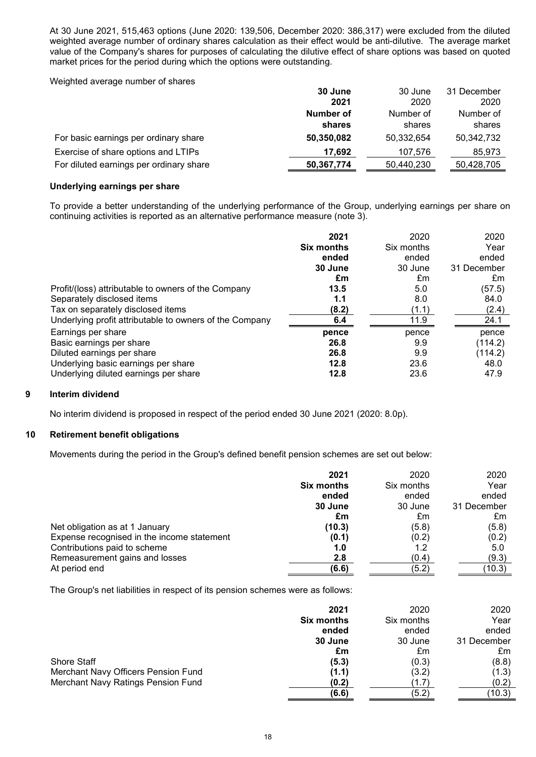At 30 June 2021, 515,463 options (June 2020: 139,506, December 2020: 386,317) were excluded from the diluted weighted average number of ordinary shares calculation as their effect would be anti-dilutive. The average market value of the Company's shares for purposes of calculating the dilutive effect of share options was based on quoted market prices for the period during which the options were outstanding.

Weighted average number of shares

| | **30 June 2021** | 30 June 2020 | 31 December 2020 |
|---|---|---|---|
| | **Number of shares** | Number of shares | Number of shares |
| For basic earnings per ordinary share | **50,350,082** | 50,332,654 | 50,342,732 |
| Exercise of share options and LTIPs | **17,692** | 107,576 | 85,973 |
| For diluted earnings per ordinary share | **50,367,774** | 50,440,230 | 50,428,705 |

**Underlying earnings per share**

To provide a better understanding of the underlying performance of the Group, underlying earnings per share on continuing activities is reported as an alternative performance measure (note 3).

| | **2021 Six months ended 30 June** | 2020 Six months ended 30 June | 2020 Year ended 31 December |
|---|---|---|---|
| | **£m** | £m | £m |
| Profit/(loss) attributable to owners of the Company | **13.5** | 5.0 | (57.5) |
| Separately disclosed items | **1.1** | 8.0 | 84.0 |
| Tax on separately disclosed items | **(8.2)** | (1.1) | (2.4) |
| Underlying profit attributable to owners of the Company | **6.4** | 11.9 | 24.1 |
| Earnings per share | **pence** | pence | pence |
| Basic earnings per share | **26.8** | 9.9 | (114.2) |
| Diluted earnings per share | **26.8** | 9.9 | (114.2) |
| Underlying basic earnings per share | **12.8** | 23.6 | 48.0 |
| Underlying diluted earnings per share | **12.8** | 23.6 | 47.9 |

## 9 Interim dividend

No interim dividend is proposed in respect of the period ended 30 June 2021 (2020: 8.0p).

## 10 Retirement benefit obligations

Movements during the period in the Group's defined benefit pension schemes are set out below:

| | **2021 Six months ended 30 June** | 2020 Six months ended 30 June | 2020 Year ended 31 December |
|---|---|---|---|
| | **£m** | £m | £m |
| Net obligation as at 1 January | **(10.3)** | (5.8) | (5.8) |
| Expense recognised in the income statement | **(0.1)** | (0.2) | (0.2) |
| Contributions paid to scheme | **1.0** | 1.2 | 5.0 |
| Remeasurement gains and losses | **2.8** | (0.4) | (9.3) |
| At period end | **(6.6)** | (5.2) | (10.3) |

The Group's net liabilities in respect of its pension schemes were as follows:

| | **2021 Six months ended 30 June** | 2020 Six months ended 30 June | 2020 Year ended 31 December |
|---|---|---|---|
| | **£m** | £m | £m |
| Shore Staff | **(5.3)** | (0.3) | (8.8) |
| Merchant Navy Officers Pension Fund | **(1.1)** | (3.2) | (1.3) |
| Merchant Navy Ratings Pension Fund | **(0.2)** | (1.7) | (0.2) |
| | **(6.6)** | (5.2) | (10.3) |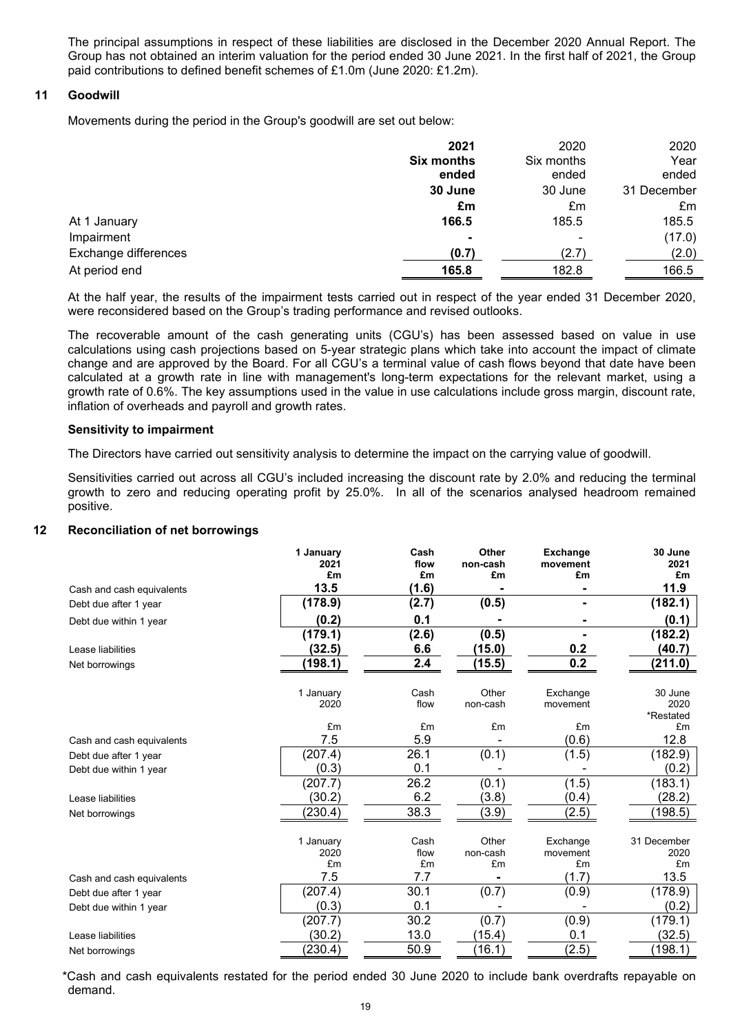The principal assumptions in respect of these liabilities are disclosed in the December 2020 Annual Report. The Group has not obtained an interim valuation for the period ended 30 June 2021. In the first half of 2021, the Group paid contributions to defined benefit schemes of £1.0m (June 2020: £1.2m).

## 11 Goodwill

Movements during the period in the Group's goodwill are set out below:

| | **2021 Six months ended 30 June £m** | 2020 Six months ended 30 June £m | 2020 Year ended 31 December £m |
|---|---|---|---|
| At 1 January | **166.5** | 185.5 | 185.5 |
| Impairment | **-** | - | (17.0) |
| Exchange differences | **(0.7)** | (2.7) | (2.0) |
| At period end | **165.8** | 182.8 | 166.5 |

At the half year, the results of the impairment tests carried out in respect of the year ended 31 December 2020, were reconsidered based on the Group's trading performance and revised outlooks.

The recoverable amount of the cash generating units (CGU's) has been assessed based on value in use calculations using cash projections based on 5-year strategic plans which take into account the impact of climate change and are approved by the Board. For all CGU's a terminal value of cash flows beyond that date have been calculated at a growth rate in line with management's long-term expectations for the relevant market, using a growth rate of 0.6%. The key assumptions used in the value in use calculations include gross margin, discount rate, inflation of overheads and payroll and growth rates.

### Sensitivity to impairment

The Directors have carried out sensitivity analysis to determine the impact on the carrying value of goodwill.

Sensitivities carried out across all CGU's included increasing the discount rate by 2.0% and reducing the terminal growth to zero and reducing operating profit by 25.0%. In all of the scenarios analysed headroom remained positive.

## 12 Reconciliation of net borrowings

| | **1 January 2021 £m** | **Cash flow £m** | **Other non-cash £m** | **Exchange movement £m** | **30 June 2021 £m** |
|---|---|---|---|---|---|
| Cash and cash equivalents | **13.5** | **(1.6)** | **-** | **-** | **11.9** |
| Debt due after 1 year | **(178.9)** | **(2.7)** | **(0.5)** | **-** | **(182.1)** |
| Debt due within 1 year | **(0.2)** | **0.1** | **-** | **-** | **(0.1)** |
| | **(179.1)** | **(2.6)** | **(0.5)** | **-** | **(182.2)** |
| Lease liabilities | **(32.5)** | **6.6** | **(15.0)** | **0.2** | **(40.7)** |
| Net borrowings | **(198.1)** | **2.4** | **(15.5)** | **0.2** | **(211.0)** |

| | 1 January 2020 £m | Cash flow £m | Other non-cash £m | Exchange movement £m | 30 June 2020 *Restated £m |
|---|---|---|---|---|---|
| Cash and cash equivalents | 7.5 | 5.9 | - | (0.6) | 12.8 |
| Debt due after 1 year | (207.4) | 26.1 | (0.1) | (1.5) | (182.9) |
| Debt due within 1 year | (0.3) | 0.1 | - | - | (0.2) |
| | (207.7) | 26.2 | (0.1) | (1.5) | (183.1) |
| Lease liabilities | (30.2) | 6.2 | (3.8) | (0.4) | (28.2) |
| Net borrowings | (230.4) | 38.3 | (3.9) | (2.5) | (198.5) |

| | 1 January 2020 £m | Cash flow £m | Other non-cash £m | Exchange movement £m | 31 December 2020 £m |
|---|---|---|---|---|---|
| Cash and cash equivalents | 7.5 | 7.7 | - | (1.7) | 13.5 |
| Debt due after 1 year | (207.4) | 30.1 | (0.7) | (0.9) | (178.9) |
| Debt due within 1 year | (0.3) | 0.1 | - | - | (0.2) |
| | (207.7) | 30.2 | (0.7) | (0.9) | (179.1) |
| Lease liabilities | (30.2) | 13.0 | (15.4) | 0.1 | (32.5) |
| Net borrowings | (230.4) | 50.9 | (16.1) | (2.5) | (198.1) |

*Cash and cash equivalents restated for the period ended 30 June 2020 to include bank overdrafts repayable on demand.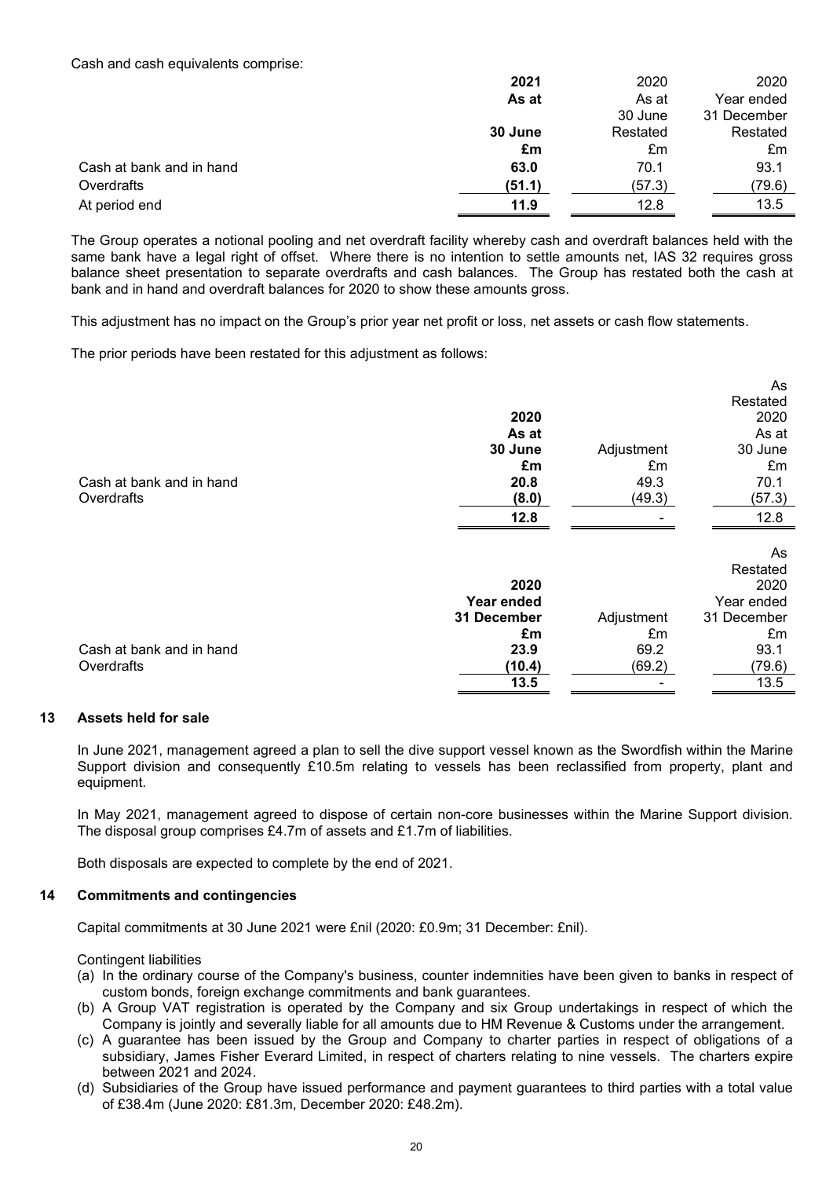Cash and cash equivalents comprise:

| | **2021** | 2020 | 2020 |
|---|---|---|---|
| | **As at** | As at | Year ended |
| | | 30 June | 31 December |
| | **30 June** | Restated | Restated |
| | **£m** | £m | £m |
| Cash at bank and in hand | **63.0** | 70.1 | 93.1 |
| Overdrafts | **(51.1)** | (57.3) | (79.6) |
| At period end | **11.9** | 12.8 | 13.5 |

The Group operates a notional pooling and net overdraft facility whereby cash and overdraft balances held with the same bank have a legal right of offset. Where there is no intention to settle amounts net, IAS 32 requires gross balance sheet presentation to separate overdrafts and cash balances. The Group has restated both the cash at bank and in hand and overdraft balances for 2020 to show these amounts gross.

This adjustment has no impact on the Group's prior year net profit or loss, net assets or cash flow statements.

The prior periods have been restated for this adjustment as follows:

| | **2020** | | As Restated 2020 |
|---|---|---|---|
| | **As at** | | As at |
| | **30 June** | Adjustment | 30 June |
| | **£m** | £m | £m |
| Cash at bank and in hand | **20.8** | 49.3 | 70.1 |
| Overdrafts | **(8.0)** | (49.3) | (57.3) |
| | **12.8** | - | 12.8 |

| | **2020** | | As Restated 2020 |
|---|---|---|---|
| | **Year ended** | | Year ended |
| | **31 December** | Adjustment | 31 December |
| | **£m** | £m | £m |
| Cash at bank and in hand | **23.9** | 69.2 | 93.1 |
| Overdrafts | **(10.4)** | (69.2) | (79.6) |
| | **13.5** | - | 13.5 |

## 13 Assets held for sale

In June 2021, management agreed a plan to sell the dive support vessel known as the Swordfish within the Marine Support division and consequently £10.5m relating to vessels has been reclassified from property, plant and equipment.

In May 2021, management agreed to dispose of certain non-core businesses within the Marine Support division. The disposal group comprises £4.7m of assets and £1.7m of liabilities.

Both disposals are expected to complete by the end of 2021.

## 14 Commitments and contingencies

Capital commitments at 30 June 2021 were £nil (2020: £0.9m; 31 December: £nil).

Contingent liabilities

(a) In the ordinary course of the Company's business, counter indemnities have been given to banks in respect of custom bonds, foreign exchange commitments and bank guarantees.
(b) A Group VAT registration is operated by the Company and six Group undertakings in respect of which the Company is jointly and severally liable for all amounts due to HM Revenue & Customs under the arrangement.
(c) A guarantee has been issued by the Group and Company to charter parties in respect of obligations of a subsidiary, James Fisher Everard Limited, in respect of charters relating to nine vessels. The charters expire between 2021 and 2024.
(d) Subsidiaries of the Group have issued performance and payment guarantees to third parties with a total value of £38.4m (June 2020: £81.3m, December 2020: £48.2m).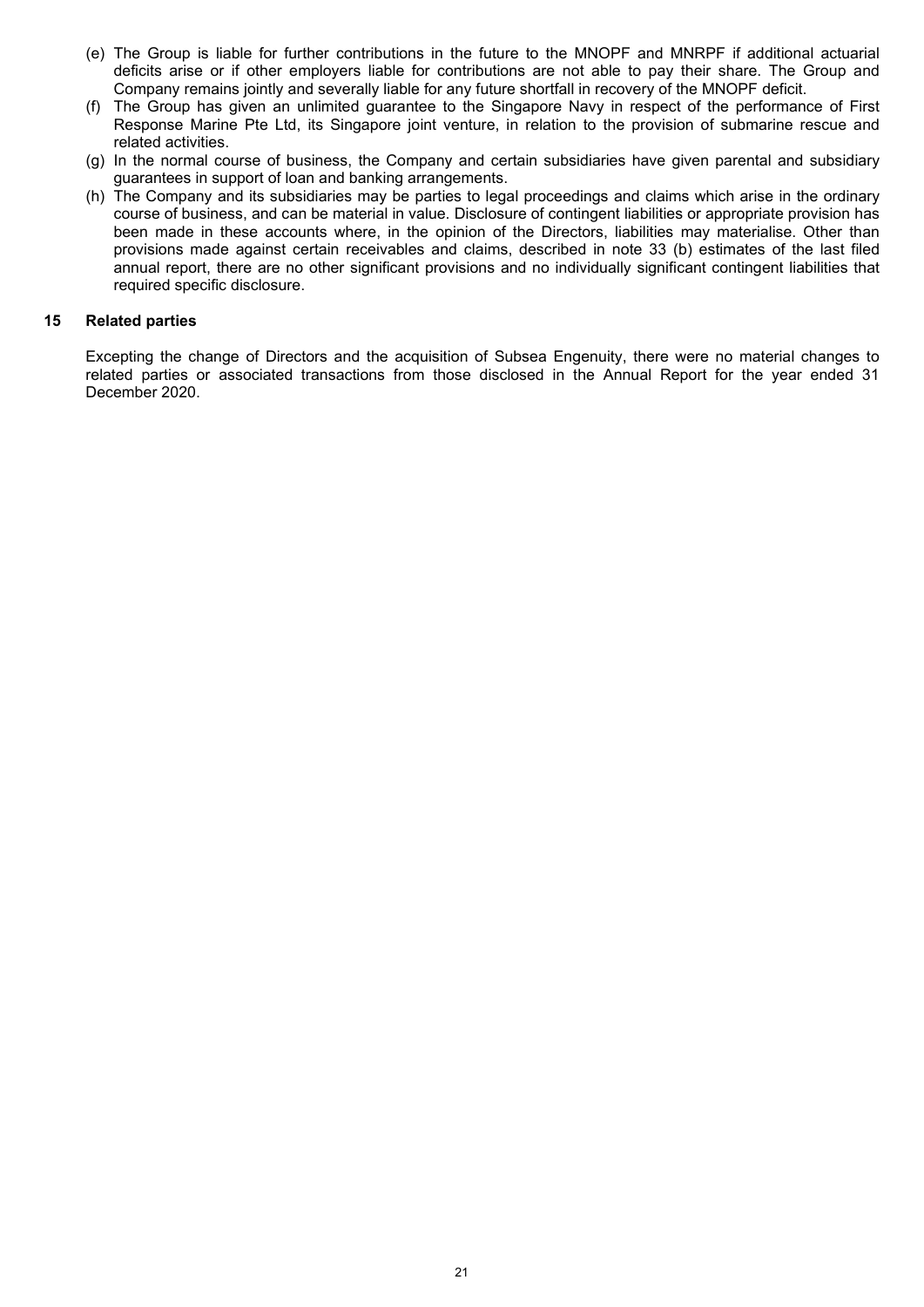(e) The Group is liable for further contributions in the future to the MNOPF and MNRPF if additional actuarial deficits arise or if other employers liable for contributions are not able to pay their share. The Group and Company remains jointly and severally liable for any future shortfall in recovery of the MNOPF deficit.

(f) The Group has given an unlimited guarantee to the Singapore Navy in respect of the performance of First Response Marine Pte Ltd, its Singapore joint venture, in relation to the provision of submarine rescue and related activities.

(g) In the normal course of business, the Company and certain subsidiaries have given parental and subsidiary guarantees in support of loan and banking arrangements.

(h) The Company and its subsidiaries may be parties to legal proceedings and claims which arise in the ordinary course of business, and can be material in value. Disclosure of contingent liabilities or appropriate provision has been made in these accounts where, in the opinion of the Directors, liabilities may materialise. Other than provisions made against certain receivables and claims, described in note 33 (b) estimates of the last filed annual report, there are no other significant provisions and no individually significant contingent liabilities that required specific disclosure.

## 15 Related parties

Excepting the change of Directors and the acquisition of Subsea Engenuity, there were no material changes to related parties or associated transactions from those disclosed in the Annual Report for the year ended 31 December 2020.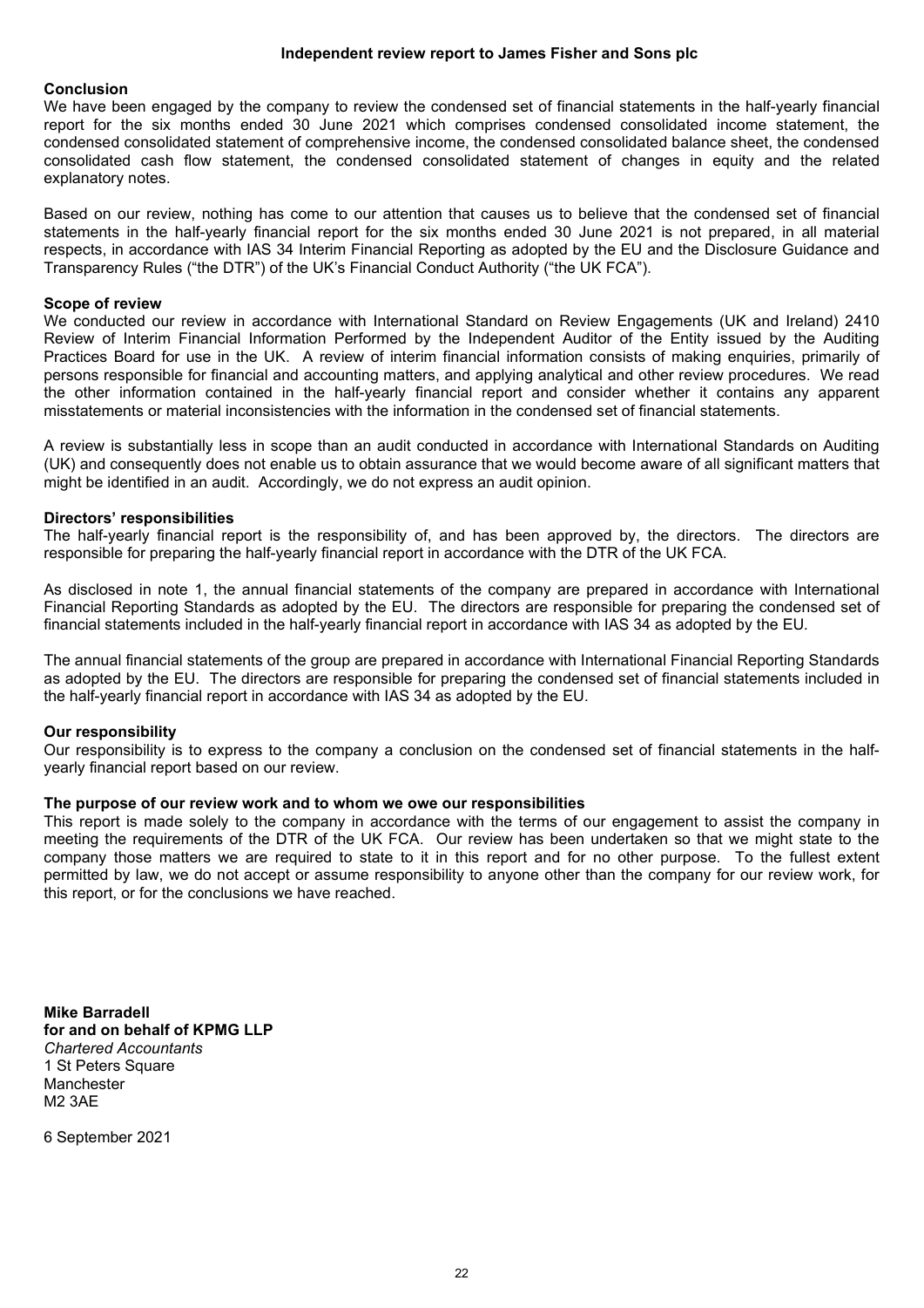## Independent review report to James Fisher and Sons plc

**Conclusion**

We have been engaged by the company to review the condensed set of financial statements in the half-yearly financial report for the six months ended 30 June 2021 which comprises condensed consolidated income statement, the condensed consolidated statement of comprehensive income, the condensed consolidated balance sheet, the condensed consolidated cash flow statement, the condensed consolidated statement of changes in equity and the related explanatory notes.

Based on our review, nothing has come to our attention that causes us to believe that the condensed set of financial statements in the half-yearly financial report for the six months ended 30 June 2021 is not prepared, in all material respects, in accordance with IAS 34 Interim Financial Reporting as adopted by the EU and the Disclosure Guidance and Transparency Rules ("the DTR") of the UK's Financial Conduct Authority ("the UK FCA").

**Scope of review**

We conducted our review in accordance with International Standard on Review Engagements (UK and Ireland) 2410 Review of Interim Financial Information Performed by the Independent Auditor of the Entity issued by the Auditing Practices Board for use in the UK. A review of interim financial information consists of making enquiries, primarily of persons responsible for financial and accounting matters, and applying analytical and other review procedures. We read the other information contained in the half-yearly financial report and consider whether it contains any apparent misstatements or material inconsistencies with the information in the condensed set of financial statements.

A review is substantially less in scope than an audit conducted in accordance with International Standards on Auditing (UK) and consequently does not enable us to obtain assurance that we would become aware of all significant matters that might be identified in an audit. Accordingly, we do not express an audit opinion.

**Directors' responsibilities**

The half-yearly financial report is the responsibility of, and has been approved by, the directors. The directors are responsible for preparing the half-yearly financial report in accordance with the DTR of the UK FCA.

As disclosed in note 1, the annual financial statements of the company are prepared in accordance with International Financial Reporting Standards as adopted by the EU. The directors are responsible for preparing the condensed set of financial statements included in the half-yearly financial report in accordance with IAS 34 as adopted by the EU.

The annual financial statements of the group are prepared in accordance with International Financial Reporting Standards as adopted by the EU. The directors are responsible for preparing the condensed set of financial statements included in the half-yearly financial report in accordance with IAS 34 as adopted by the EU.

**Our responsibility**

Our responsibility is to express to the company a conclusion on the condensed set of financial statements in the half-yearly financial report based on our review.

**The purpose of our review work and to whom we owe our responsibilities**

This report is made solely to the company in accordance with the terms of our engagement to assist the company in meeting the requirements of the DTR of the UK FCA. Our review has been undertaken so that we might state to the company those matters we are required to state to it in this report and for no other purpose. To the fullest extent permitted by law, we do not accept or assume responsibility to anyone other than the company for our review work, for this report, or for the conclusions we have reached.

**Mike Barradell**
**for and on behalf of KPMG LLP**
*Chartered Accountants*
1 St Peters Square
Manchester
M2 3AE

6 September 2021